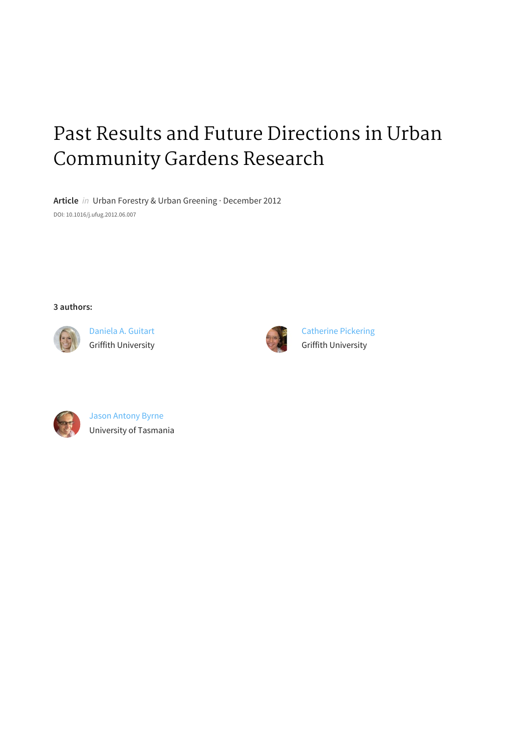# Past Results and Future Directions in Urban Community Gardens Research

**Article** *in* Urban Forestry & Urban Greening · December 2012

DOI: 10.1016/j.ufug.2012.06.007

**3 authors:**

Daniela A. Guitart
Griffith University

Catherine Pickering
Griffith University

Jason Antony Byrne
University of Tasmania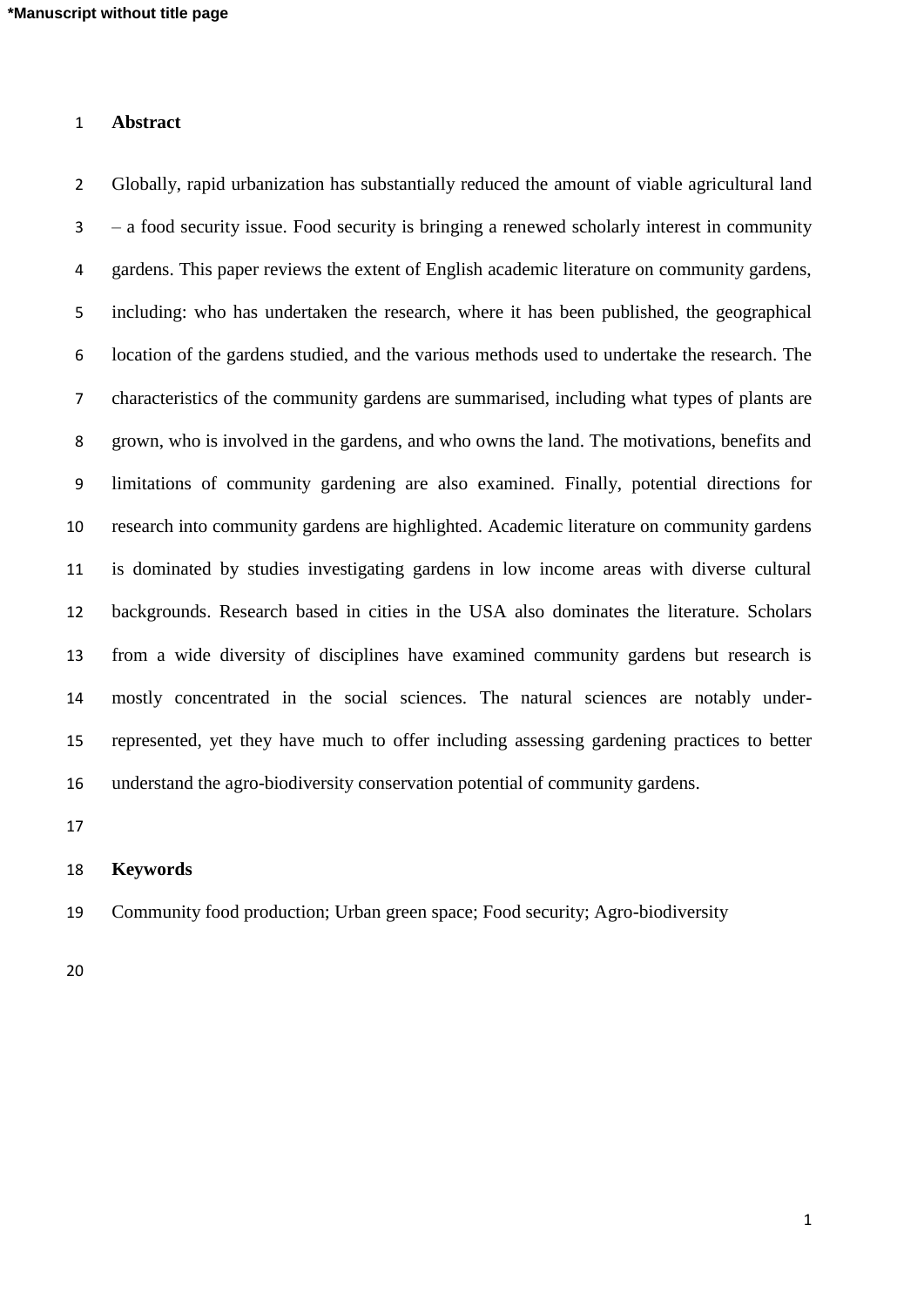## Abstract

Globally, rapid urbanization has substantially reduced the amount of viable agricultural land – a food security issue. Food security is bringing a renewed scholarly interest in community gardens. This paper reviews the extent of English academic literature on community gardens, including: who has undertaken the research, where it has been published, the geographical location of the gardens studied, and the various methods used to undertake the research. The characteristics of the community gardens are summarised, including what types of plants are grown, who is involved in the gardens, and who owns the land. The motivations, benefits and limitations of community gardening are also examined. Finally, potential directions for research into community gardens are highlighted. Academic literature on community gardens is dominated by studies investigating gardens in low income areas with diverse cultural backgrounds. Research based in cities in the USA also dominates the literature. Scholars from a wide diversity of disciplines have examined community gardens but research is mostly concentrated in the social sciences. The natural sciences are notably under-represented, yet they have much to offer including assessing gardening practices to better understand the agro-biodiversity conservation potential of community gardens.

## Keywords

Community food production; Urban green space; Food security; Agro-biodiversity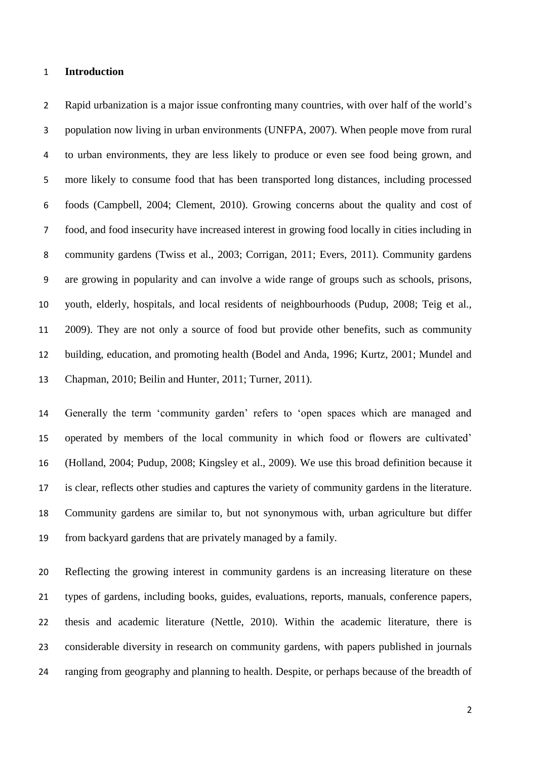## Introduction

Rapid urbanization is a major issue confronting many countries, with over half of the world's population now living in urban environments (UNFPA, 2007). When people move from rural to urban environments, they are less likely to produce or even see food being grown, and more likely to consume food that has been transported long distances, including processed foods (Campbell, 2004; Clement, 2010). Growing concerns about the quality and cost of food, and food insecurity have increased interest in growing food locally in cities including in community gardens (Twiss et al., 2003; Corrigan, 2011; Evers, 2011). Community gardens are growing in popularity and can involve a wide range of groups such as schools, prisons, youth, elderly, hospitals, and local residents of neighbourhoods (Pudup, 2008; Teig et al., 2009). They are not only a source of food but provide other benefits, such as community building, education, and promoting health (Bodel and Anda, 1996; Kurtz, 2001; Mundel and Chapman, 2010; Beilin and Hunter, 2011; Turner, 2011).

Generally the term 'community garden' refers to 'open spaces which are managed and operated by members of the local community in which food or flowers are cultivated' (Holland, 2004; Pudup, 2008; Kingsley et al., 2009). We use this broad definition because it is clear, reflects other studies and captures the variety of community gardens in the literature. Community gardens are similar to, but not synonymous with, urban agriculture but differ from backyard gardens that are privately managed by a family.

Reflecting the growing interest in community gardens is an increasing literature on these types of gardens, including books, guides, evaluations, reports, manuals, conference papers, thesis and academic literature (Nettle, 2010). Within the academic literature, there is considerable diversity in research on community gardens, with papers published in journals ranging from geography and planning to health. Despite, or perhaps because of the breadth of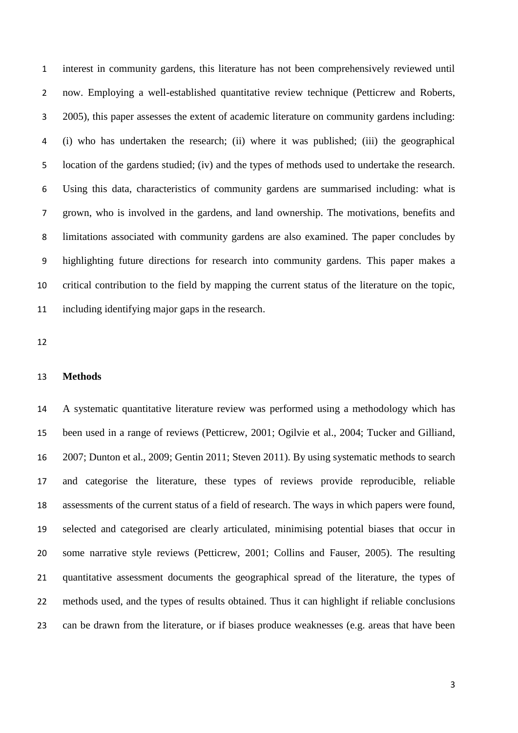interest in community gardens, this literature has not been comprehensively reviewed until now. Employing a well-established quantitative review technique (Petticrew and Roberts, 2005), this paper assesses the extent of academic literature on community gardens including: (i) who has undertaken the research; (ii) where it was published; (iii) the geographical location of the gardens studied; (iv) and the types of methods used to undertake the research. Using this data, characteristics of community gardens are summarised including: what is grown, who is involved in the gardens, and land ownership. The motivations, benefits and limitations associated with community gardens are also examined. The paper concludes by highlighting future directions for research into community gardens. This paper makes a critical contribution to the field by mapping the current status of the literature on the topic, including identifying major gaps in the research.

## Methods

A systematic quantitative literature review was performed using a methodology which has been used in a range of reviews (Petticrew, 2001; Ogilvie et al., 2004; Tucker and Gilliand, 2007; Dunton et al., 2009; Gentin 2011; Steven 2011). By using systematic methods to search and categorise the literature, these types of reviews provide reproducible, reliable assessments of the current status of a field of research. The ways in which papers were found, selected and categorised are clearly articulated, minimising potential biases that occur in some narrative style reviews (Petticrew, 2001; Collins and Fauser, 2005). The resulting quantitative assessment documents the geographical spread of the literature, the types of methods used, and the types of results obtained. Thus it can highlight if reliable conclusions can be drawn from the literature, or if biases produce weaknesses (e.g. areas that have been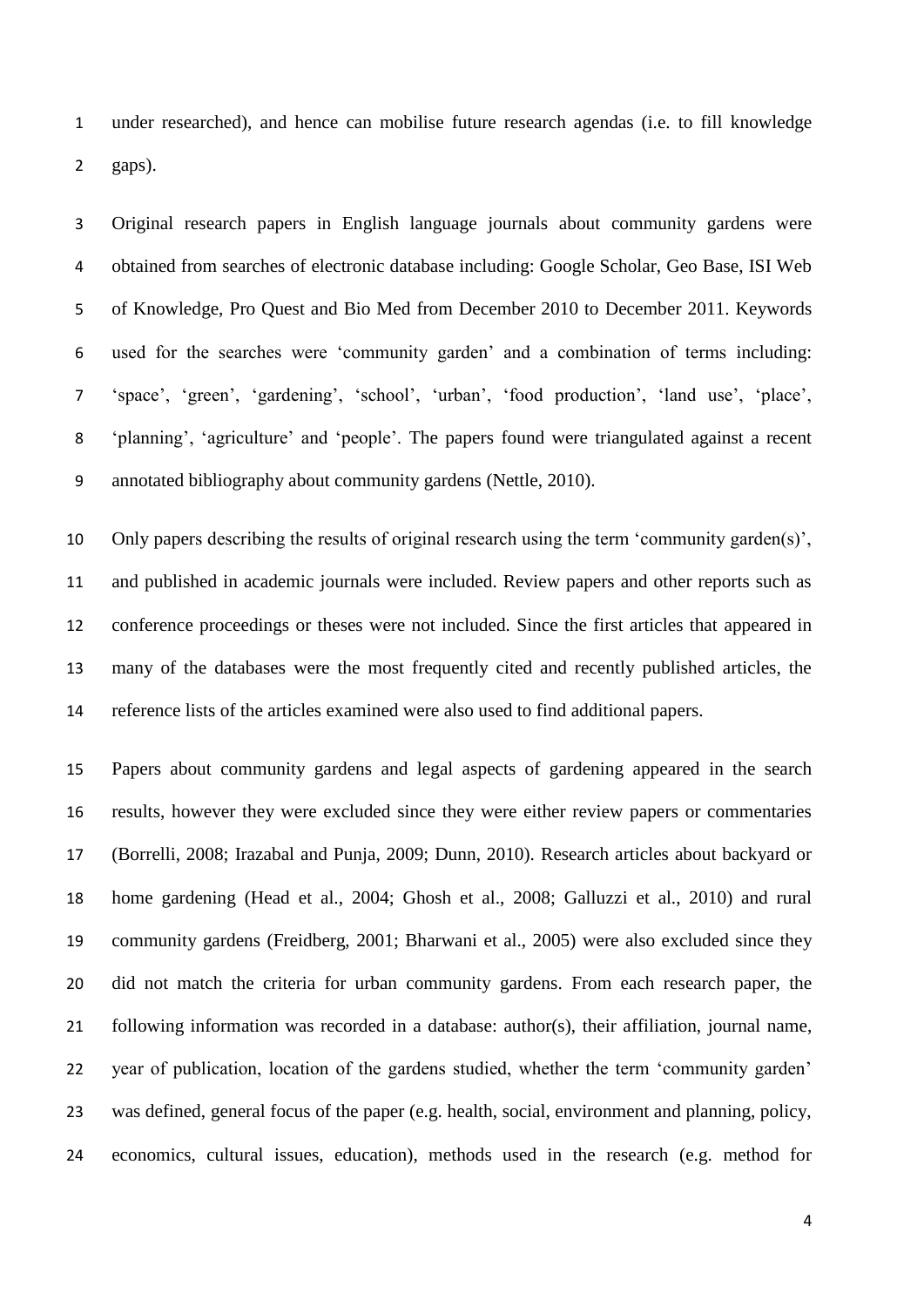under researched), and hence can mobilise future research agendas (i.e. to fill knowledge gaps).

Original research papers in English language journals about community gardens were obtained from searches of electronic database including: Google Scholar, Geo Base, ISI Web of Knowledge, Pro Quest and Bio Med from December 2010 to December 2011. Keywords used for the searches were 'community garden' and a combination of terms including: 'space', 'green', 'gardening', 'school', 'urban', 'food production', 'land use', 'place', 'planning', 'agriculture' and 'people'. The papers found were triangulated against a recent annotated bibliography about community gardens (Nettle, 2010).

Only papers describing the results of original research using the term 'community garden(s)', and published in academic journals were included. Review papers and other reports such as conference proceedings or theses were not included. Since the first articles that appeared in many of the databases were the most frequently cited and recently published articles, the reference lists of the articles examined were also used to find additional papers.

Papers about community gardens and legal aspects of gardening appeared in the search results, however they were excluded since they were either review papers or commentaries (Borrelli, 2008; Irazabal and Punja, 2009; Dunn, 2010). Research articles about backyard or home gardening (Head et al., 2004; Ghosh et al., 2008; Galluzzi et al., 2010) and rural community gardens (Freidberg, 2001; Bharwani et al., 2005) were also excluded since they did not match the criteria for urban community gardens. From each research paper, the following information was recorded in a database: author(s), their affiliation, journal name, year of publication, location of the gardens studied, whether the term 'community garden' was defined, general focus of the paper (e.g. health, social, environment and planning, policy, economics, cultural issues, education), methods used in the research (e.g. method for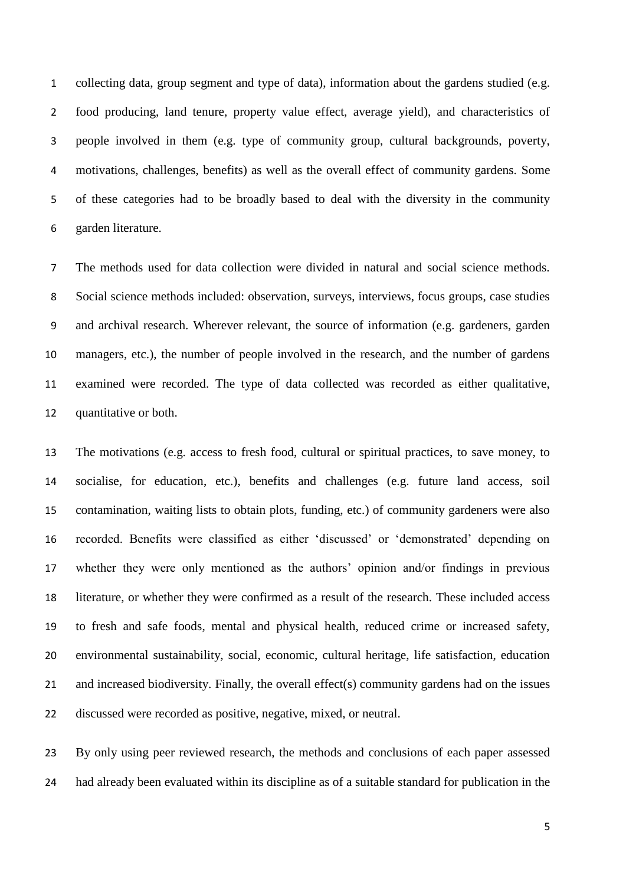collecting data, group segment and type of data), information about the gardens studied (e.g. food producing, land tenure, property value effect, average yield), and characteristics of people involved in them (e.g. type of community group, cultural backgrounds, poverty, motivations, challenges, benefits) as well as the overall effect of community gardens. Some of these categories had to be broadly based to deal with the diversity in the community garden literature.

The methods used for data collection were divided in natural and social science methods. Social science methods included: observation, surveys, interviews, focus groups, case studies and archival research. Wherever relevant, the source of information (e.g. gardeners, garden managers, etc.), the number of people involved in the research, and the number of gardens examined were recorded. The type of data collected was recorded as either qualitative, quantitative or both.

The motivations (e.g. access to fresh food, cultural or spiritual practices, to save money, to socialise, for education, etc.), benefits and challenges (e.g. future land access, soil contamination, waiting lists to obtain plots, funding, etc.) of community gardeners were also recorded. Benefits were classified as either 'discussed' or 'demonstrated' depending on whether they were only mentioned as the authors' opinion and/or findings in previous literature, or whether they were confirmed as a result of the research. These included access to fresh and safe foods, mental and physical health, reduced crime or increased safety, environmental sustainability, social, economic, cultural heritage, life satisfaction, education and increased biodiversity. Finally, the overall effect(s) community gardens had on the issues discussed were recorded as positive, negative, mixed, or neutral.

By only using peer reviewed research, the methods and conclusions of each paper assessed had already been evaluated within its discipline as of a suitable standard for publication in the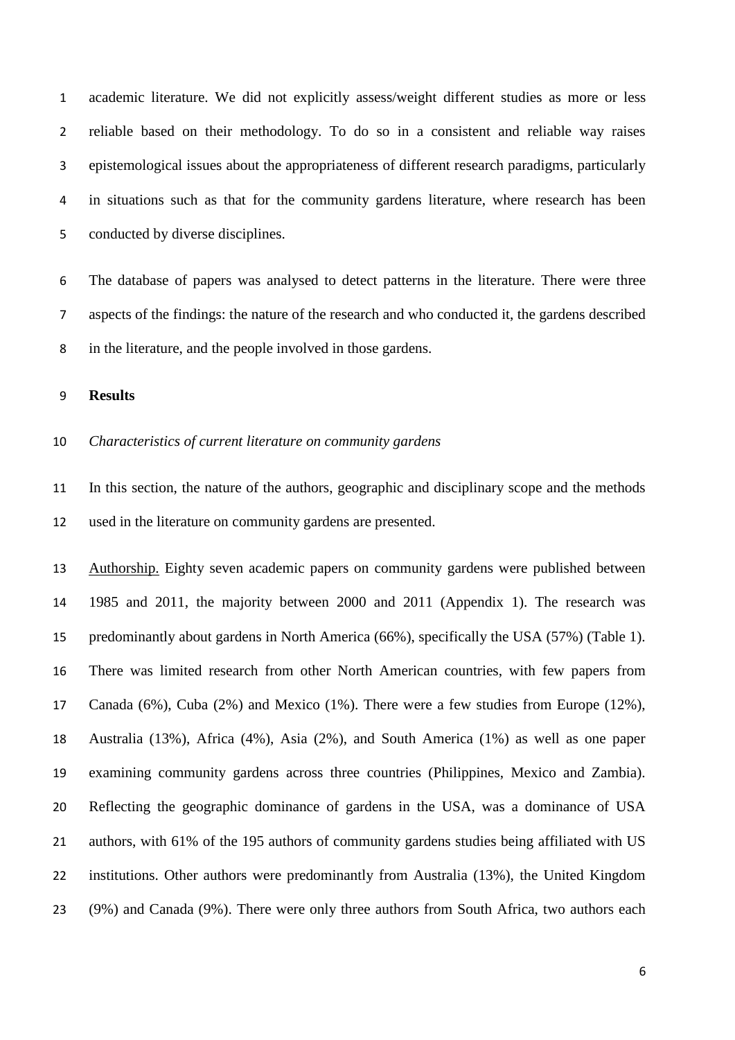academic literature. We did not explicitly assess/weight different studies as more or less reliable based on their methodology. To do so in a consistent and reliable way raises epistemological issues about the appropriateness of different research paradigms, particularly in situations such as that for the community gardens literature, where research has been conducted by diverse disciplines.

The database of papers was analysed to detect patterns in the literature. There were three aspects of the findings: the nature of the research and who conducted it, the gardens described in the literature, and the people involved in those gardens.

## Results

### *Characteristics of current literature on community gardens*

In this section, the nature of the authors, geographic and disciplinary scope and the methods used in the literature on community gardens are presented.

Authorship. Eighty seven academic papers on community gardens were published between 1985 and 2011, the majority between 2000 and 2011 (Appendix 1). The research was predominantly about gardens in North America (66%), specifically the USA (57%) (Table 1). There was limited research from other North American countries, with few papers from Canada (6%), Cuba (2%) and Mexico (1%). There were a few studies from Europe (12%), Australia (13%), Africa (4%), Asia (2%), and South America (1%) as well as one paper examining community gardens across three countries (Philippines, Mexico and Zambia). Reflecting the geographic dominance of gardens in the USA, was a dominance of USA authors, with 61% of the 195 authors of community gardens studies being affiliated with US institutions. Other authors were predominantly from Australia (13%), the United Kingdom (9%) and Canada (9%). There were only three authors from South Africa, two authors each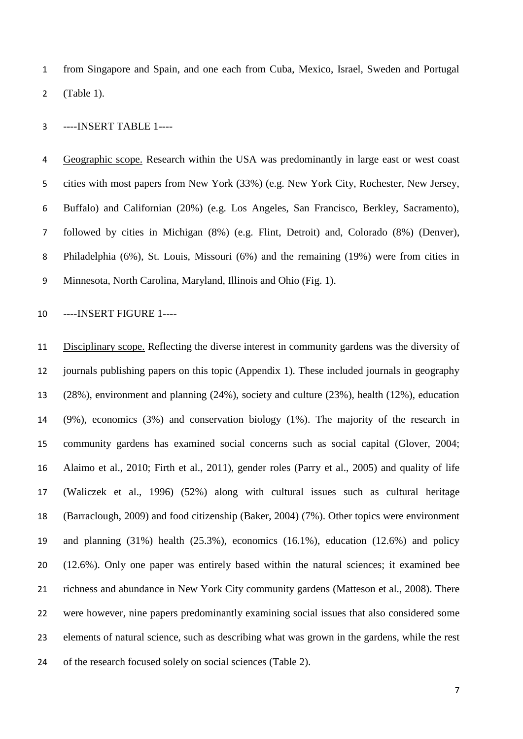from Singapore and Spain, and one each from Cuba, Mexico, Israel, Sweden and Portugal (Table 1).

----INSERT TABLE 1----

Geographic scope. Research within the USA was predominantly in large east or west coast cities with most papers from New York (33%) (e.g. New York City, Rochester, New Jersey, Buffalo) and Californian (20%) (e.g. Los Angeles, San Francisco, Berkley, Sacramento), followed by cities in Michigan (8%) (e.g. Flint, Detroit) and, Colorado (8%) (Denver), Philadelphia (6%), St. Louis, Missouri (6%) and the remaining (19%) were from cities in Minnesota, North Carolina, Maryland, Illinois and Ohio (Fig. 1).

----INSERT FIGURE 1----

Disciplinary scope. Reflecting the diverse interest in community gardens was the diversity of journals publishing papers on this topic (Appendix 1). These included journals in geography (28%), environment and planning (24%), society and culture (23%), health (12%), education (9%), economics (3%) and conservation biology (1%). The majority of the research in community gardens has examined social concerns such as social capital (Glover, 2004; Alaimo et al., 2010; Firth et al., 2011), gender roles (Parry et al., 2005) and quality of life (Waliczek et al., 1996) (52%) along with cultural issues such as cultural heritage (Barraclough, 2009) and food citizenship (Baker, 2004) (7%). Other topics were environment and planning (31%) health (25.3%), economics (16.1%), education (12.6%) and policy (12.6%). Only one paper was entirely based within the natural sciences; it examined bee richness and abundance in New York City community gardens (Matteson et al., 2008). There were however, nine papers predominantly examining social issues that also considered some elements of natural science, such as describing what was grown in the gardens, while the rest of the research focused solely on social sciences (Table 2).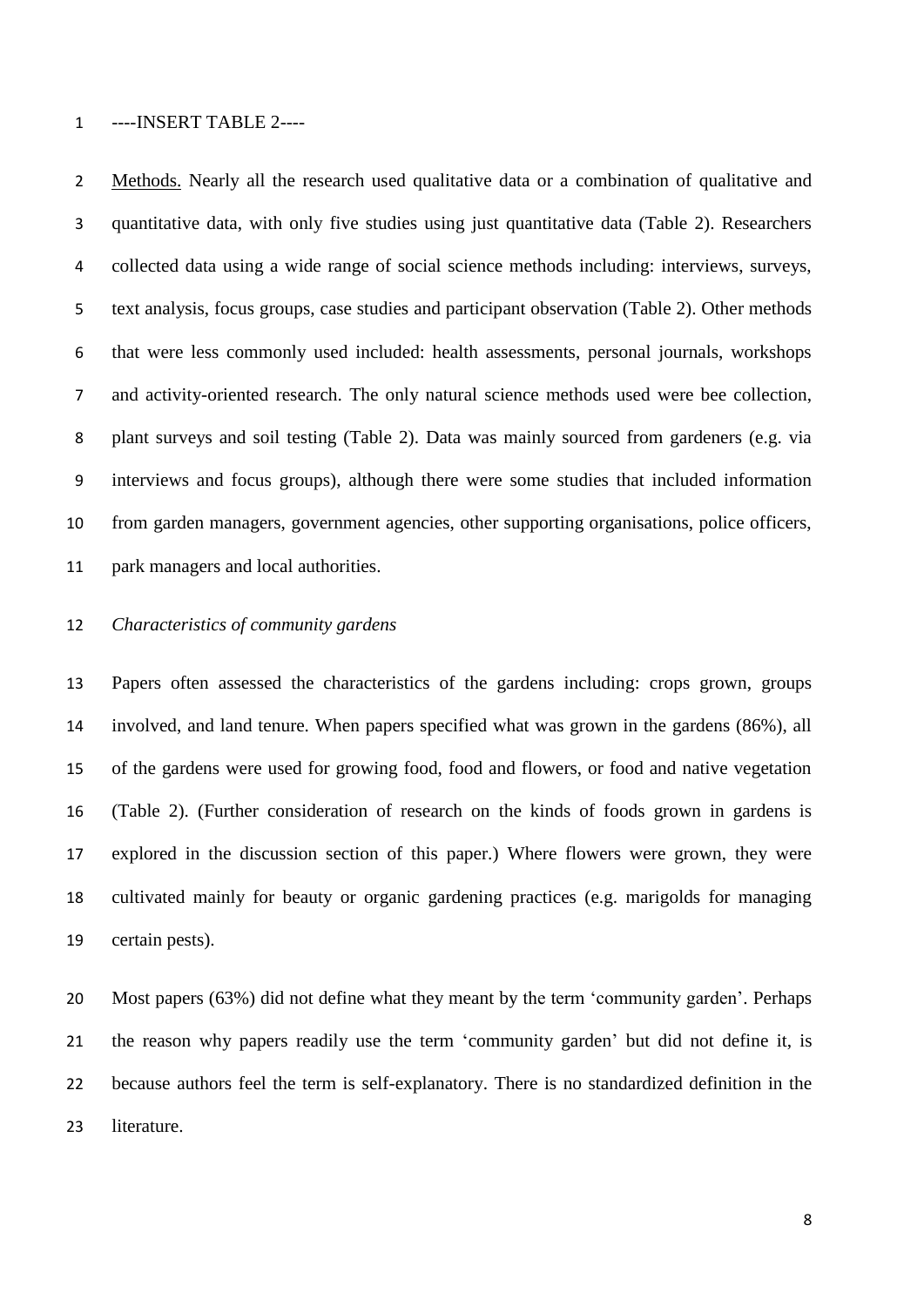----INSERT TABLE 2----

Methods. Nearly all the research used qualitative data or a combination of qualitative and quantitative data, with only five studies using just quantitative data (Table 2). Researchers collected data using a wide range of social science methods including: interviews, surveys, text analysis, focus groups, case studies and participant observation (Table 2). Other methods that were less commonly used included: health assessments, personal journals, workshops and activity-oriented research. The only natural science methods used were bee collection, plant surveys and soil testing (Table 2). Data was mainly sourced from gardeners (e.g. via interviews and focus groups), although there were some studies that included information from garden managers, government agencies, other supporting organisations, police officers, park managers and local authorities.

*Characteristics of community gardens*

Papers often assessed the characteristics of the gardens including: crops grown, groups involved, and land tenure. When papers specified what was grown in the gardens (86%), all of the gardens were used for growing food, food and flowers, or food and native vegetation (Table 2). (Further consideration of research on the kinds of foods grown in gardens is explored in the discussion section of this paper.) Where flowers were grown, they were cultivated mainly for beauty or organic gardening practices (e.g. marigolds for managing certain pests).

Most papers (63%) did not define what they meant by the term 'community garden'. Perhaps the reason why papers readily use the term 'community garden' but did not define it, is because authors feel the term is self-explanatory. There is no standardized definition in the literature.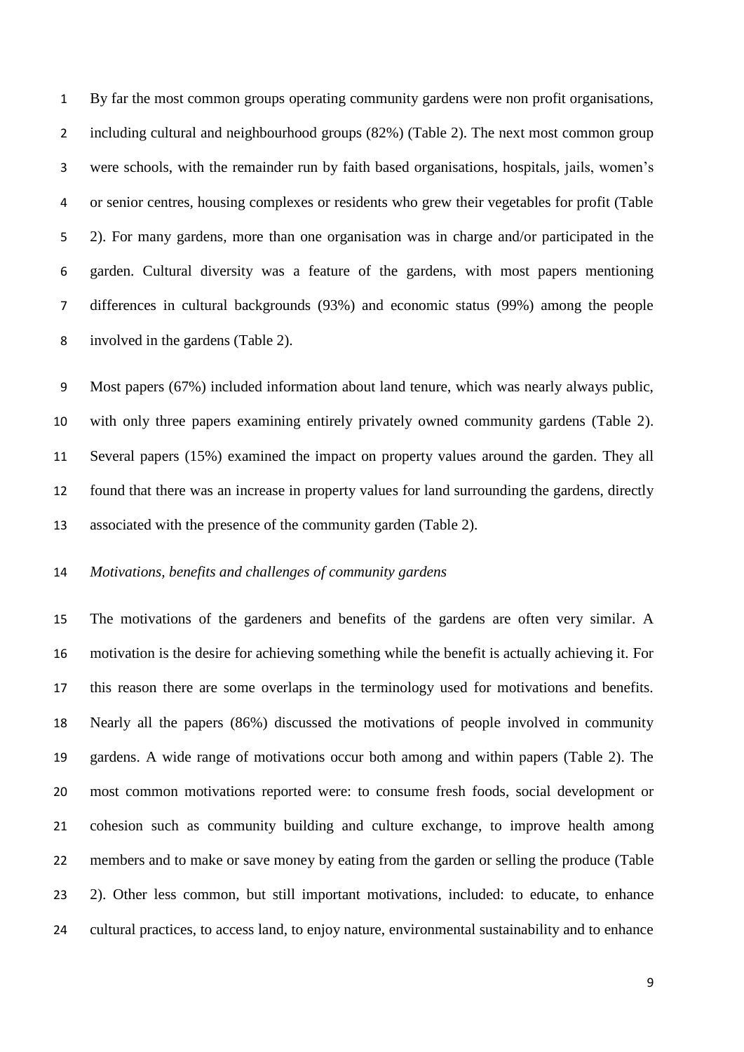By far the most common groups operating community gardens were non profit organisations, including cultural and neighbourhood groups (82%) (Table 2). The next most common group were schools, with the remainder run by faith based organisations, hospitals, jails, women's or senior centres, housing complexes or residents who grew their vegetables for profit (Table 2). For many gardens, more than one organisation was in charge and/or participated in the garden. Cultural diversity was a feature of the gardens, with most papers mentioning differences in cultural backgrounds (93%) and economic status (99%) among the people involved in the gardens (Table 2).

Most papers (67%) included information about land tenure, which was nearly always public, with only three papers examining entirely privately owned community gardens (Table 2). Several papers (15%) examined the impact on property values around the garden. They all found that there was an increase in property values for land surrounding the gardens, directly associated with the presence of the community garden (Table 2).

*Motivations, benefits and challenges of community gardens*

The motivations of the gardeners and benefits of the gardens are often very similar. A motivation is the desire for achieving something while the benefit is actually achieving it. For this reason there are some overlaps in the terminology used for motivations and benefits. Nearly all the papers (86%) discussed the motivations of people involved in community gardens. A wide range of motivations occur both among and within papers (Table 2). The most common motivations reported were: to consume fresh foods, social development or cohesion such as community building and culture exchange, to improve health among members and to make or save money by eating from the garden or selling the produce (Table 2). Other less common, but still important motivations, included: to educate, to enhance cultural practices, to access land, to enjoy nature, environmental sustainability and to enhance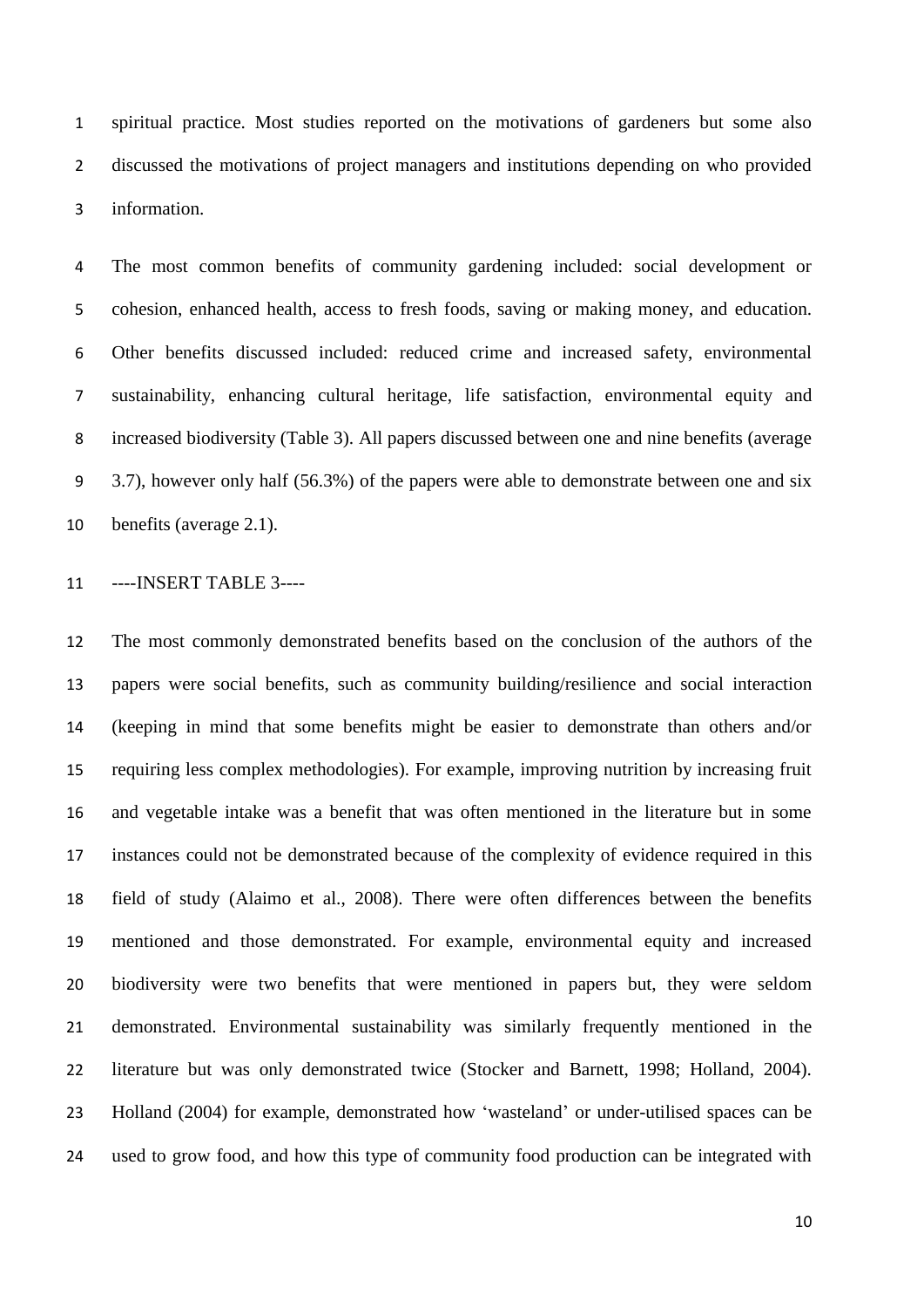spiritual practice. Most studies reported on the motivations of gardeners but some also discussed the motivations of project managers and institutions depending on who provided information.

The most common benefits of community gardening included: social development or cohesion, enhanced health, access to fresh foods, saving or making money, and education. Other benefits discussed included: reduced crime and increased safety, environmental sustainability, enhancing cultural heritage, life satisfaction, environmental equity and increased biodiversity (Table 3). All papers discussed between one and nine benefits (average 3.7), however only half (56.3%) of the papers were able to demonstrate between one and six benefits (average 2.1).

----INSERT TABLE 3----

The most commonly demonstrated benefits based on the conclusion of the authors of the papers were social benefits, such as community building/resilience and social interaction (keeping in mind that some benefits might be easier to demonstrate than others and/or requiring less complex methodologies). For example, improving nutrition by increasing fruit and vegetable intake was a benefit that was often mentioned in the literature but in some instances could not be demonstrated because of the complexity of evidence required in this field of study (Alaimo et al., 2008). There were often differences between the benefits mentioned and those demonstrated. For example, environmental equity and increased biodiversity were two benefits that were mentioned in papers but, they were seldom demonstrated. Environmental sustainability was similarly frequently mentioned in the literature but was only demonstrated twice (Stocker and Barnett, 1998; Holland, 2004). Holland (2004) for example, demonstrated how 'wasteland' or under-utilised spaces can be used to grow food, and how this type of community food production can be integrated with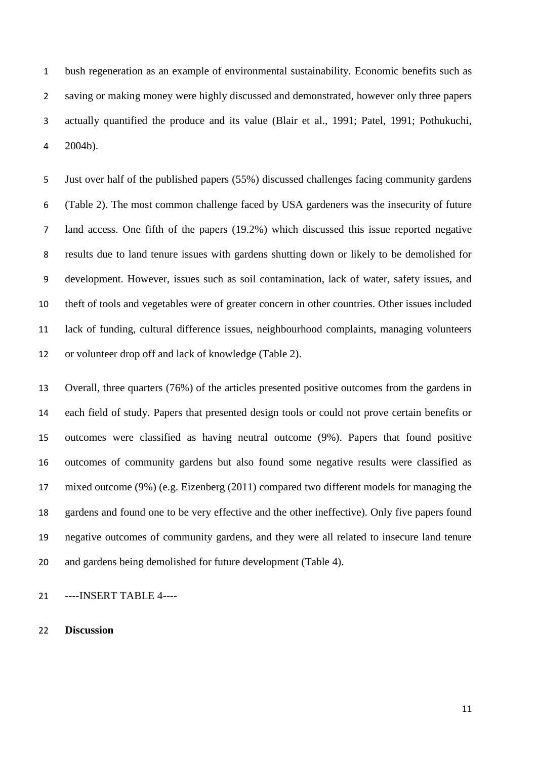bush regeneration as an example of environmental sustainability. Economic benefits such as saving or making money were highly discussed and demonstrated, however only three papers actually quantified the produce and its value (Blair et al., 1991; Patel, 1991; Pothukuchi, 2004b).

Just over half of the published papers (55%) discussed challenges facing community gardens (Table 2). The most common challenge faced by USA gardeners was the insecurity of future land access. One fifth of the papers (19.2%) which discussed this issue reported negative results due to land tenure issues with gardens shutting down or likely to be demolished for development. However, issues such as soil contamination, lack of water, safety issues, and theft of tools and vegetables were of greater concern in other countries. Other issues included lack of funding, cultural difference issues, neighbourhood complaints, managing volunteers or volunteer drop off and lack of knowledge (Table 2).

Overall, three quarters (76%) of the articles presented positive outcomes from the gardens in each field of study. Papers that presented design tools or could not prove certain benefits or outcomes were classified as having neutral outcome (9%). Papers that found positive outcomes of community gardens but also found some negative results were classified as mixed outcome (9%) (e.g. Eizenberg (2011) compared two different models for managing the gardens and found one to be very effective and the other ineffective). Only five papers found negative outcomes of community gardens, and they were all related to insecure land tenure and gardens being demolished for future development (Table 4).

----INSERT TABLE 4----

## Discussion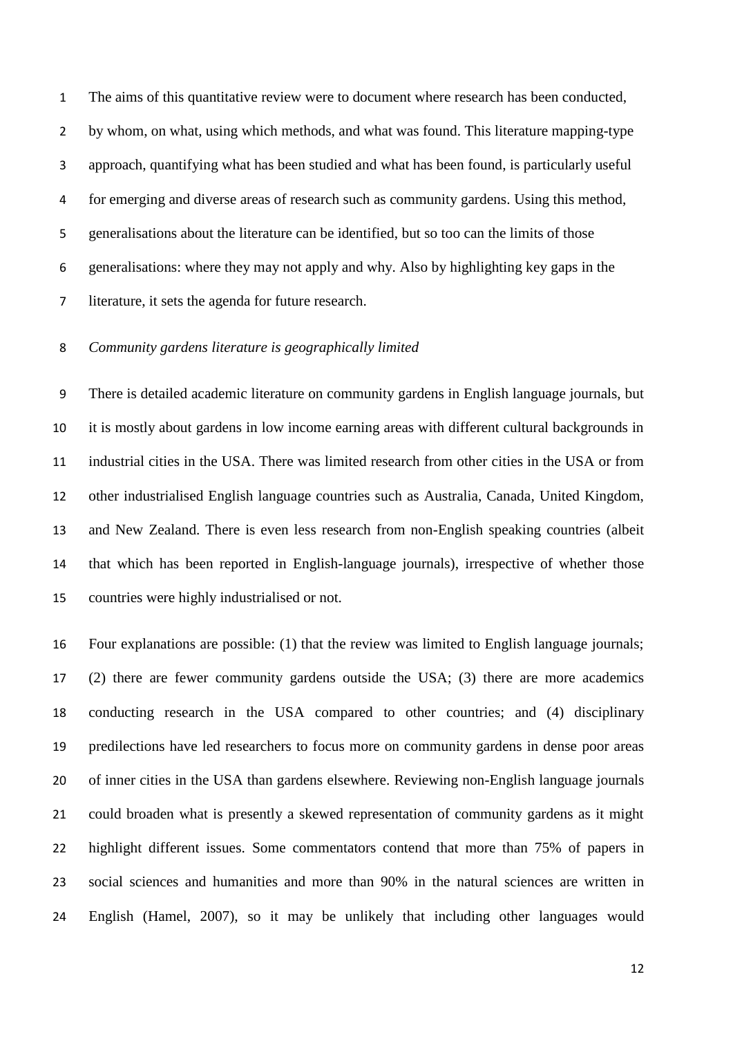The aims of this quantitative review were to document where research has been conducted, by whom, on what, using which methods, and what was found. This literature mapping-type approach, quantifying what has been studied and what has been found, is particularly useful for emerging and diverse areas of research such as community gardens. Using this method, generalisations about the literature can be identified, but so too can the limits of those generalisations: where they may not apply and why. Also by highlighting key gaps in the literature, it sets the agenda for future research.

*Community gardens literature is geographically limited*

There is detailed academic literature on community gardens in English language journals, but it is mostly about gardens in low income earning areas with different cultural backgrounds in industrial cities in the USA. There was limited research from other cities in the USA or from other industrialised English language countries such as Australia, Canada, United Kingdom, and New Zealand. There is even less research from non-English speaking countries (albeit that which has been reported in English-language journals), irrespective of whether those countries were highly industrialised or not.

Four explanations are possible: (1) that the review was limited to English language journals; (2) there are fewer community gardens outside the USA; (3) there are more academics conducting research in the USA compared to other countries; and (4) disciplinary predilections have led researchers to focus more on community gardens in dense poor areas of inner cities in the USA than gardens elsewhere. Reviewing non-English language journals could broaden what is presently a skewed representation of community gardens as it might highlight different issues. Some commentators contend that more than 75% of papers in social sciences and humanities and more than 90% in the natural sciences are written in English (Hamel, 2007), so it may be unlikely that including other languages would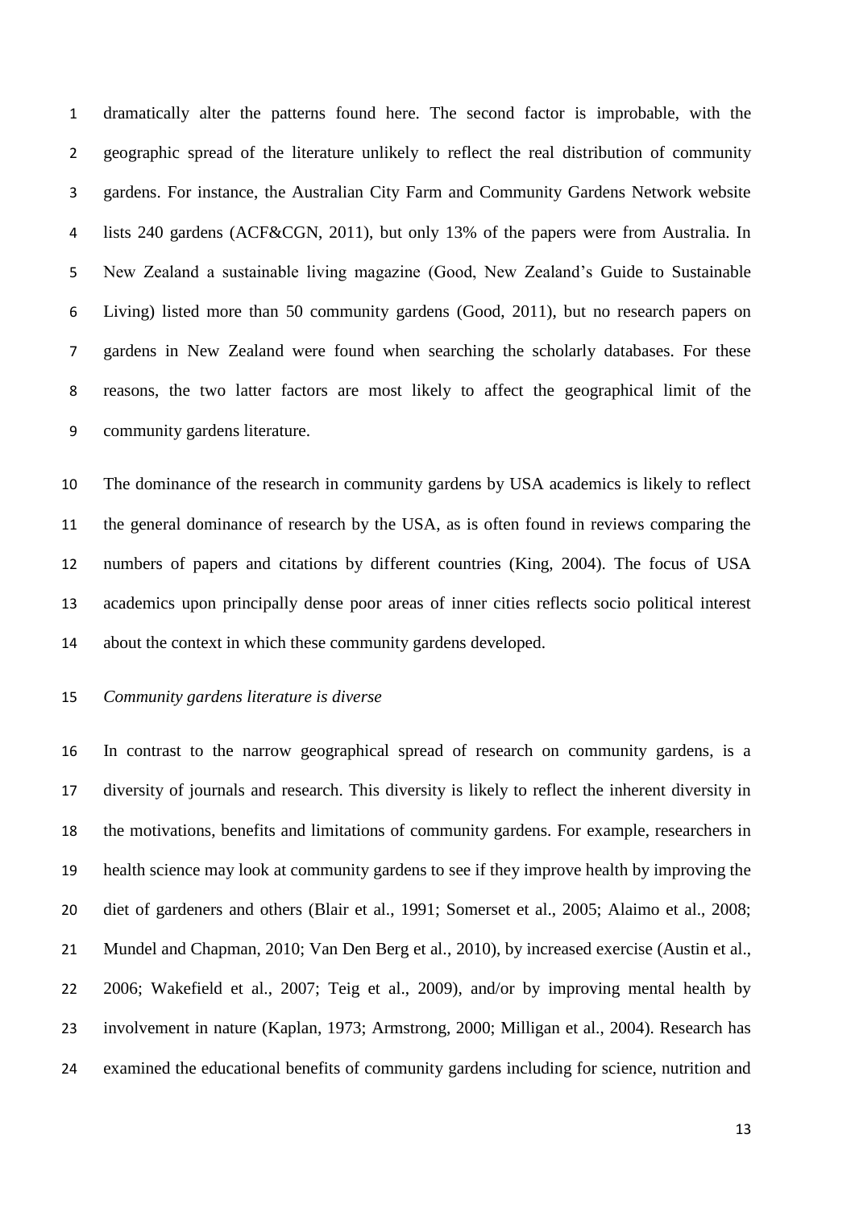dramatically alter the patterns found here. The second factor is improbable, with the geographic spread of the literature unlikely to reflect the real distribution of community gardens. For instance, the Australian City Farm and Community Gardens Network website lists 240 gardens (ACF&CGN, 2011), but only 13% of the papers were from Australia. In New Zealand a sustainable living magazine (Good, New Zealand's Guide to Sustainable Living) listed more than 50 community gardens (Good, 2011), but no research papers on gardens in New Zealand were found when searching the scholarly databases. For these reasons, the two latter factors are most likely to affect the geographical limit of the community gardens literature.

The dominance of the research in community gardens by USA academics is likely to reflect the general dominance of research by the USA, as is often found in reviews comparing the numbers of papers and citations by different countries (King, 2004). The focus of USA academics upon principally dense poor areas of inner cities reflects socio political interest about the context in which these community gardens developed.

*Community gardens literature is diverse*

In contrast to the narrow geographical spread of research on community gardens, is a diversity of journals and research. This diversity is likely to reflect the inherent diversity in the motivations, benefits and limitations of community gardens. For example, researchers in health science may look at community gardens to see if they improve health by improving the diet of gardeners and others (Blair et al., 1991; Somerset et al., 2005; Alaimo et al., 2008; Mundel and Chapman, 2010; Van Den Berg et al., 2010), by increased exercise (Austin et al., 2006; Wakefield et al., 2007; Teig et al., 2009), and/or by improving mental health by involvement in nature (Kaplan, 1973; Armstrong, 2000; Milligan et al., 2004). Research has examined the educational benefits of community gardens including for science, nutrition and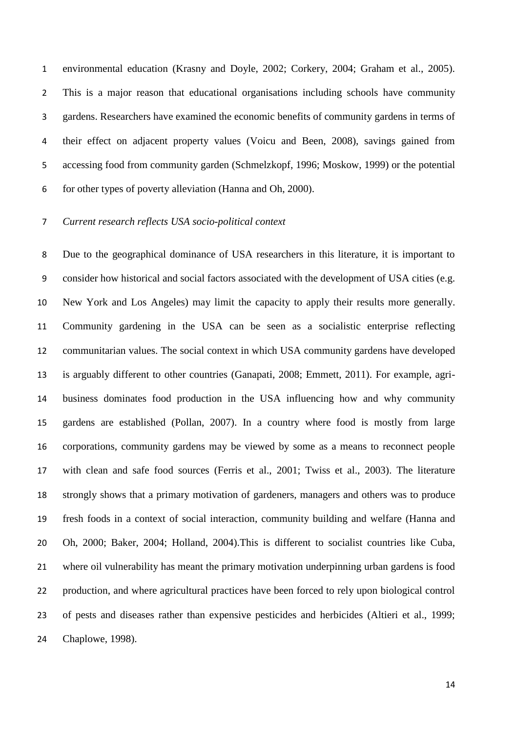environmental education (Krasny and Doyle, 2002; Corkery, 2004; Graham et al., 2005). This is a major reason that educational organisations including schools have community gardens. Researchers have examined the economic benefits of community gardens in terms of their effect on adjacent property values (Voicu and Been, 2008), savings gained from accessing food from community garden (Schmelzkopf, 1996; Moskow, 1999) or the potential for other types of poverty alleviation (Hanna and Oh, 2000).

*Current research reflects USA socio-political context*

Due to the geographical dominance of USA researchers in this literature, it is important to consider how historical and social factors associated with the development of USA cities (e.g. New York and Los Angeles) may limit the capacity to apply their results more generally. Community gardening in the USA can be seen as a socialistic enterprise reflecting communitarian values. The social context in which USA community gardens have developed is arguably different to other countries (Ganapati, 2008; Emmett, 2011). For example, agri-business dominates food production in the USA influencing how and why community gardens are established (Pollan, 2007). In a country where food is mostly from large corporations, community gardens may be viewed by some as a means to reconnect people with clean and safe food sources (Ferris et al., 2001; Twiss et al., 2003). The literature strongly shows that a primary motivation of gardeners, managers and others was to produce fresh foods in a context of social interaction, community building and welfare (Hanna and Oh, 2000; Baker, 2004; Holland, 2004).This is different to socialist countries like Cuba, where oil vulnerability has meant the primary motivation underpinning urban gardens is food production, and where agricultural practices have been forced to rely upon biological control of pests and diseases rather than expensive pesticides and herbicides (Altieri et al., 1999; Chaplowe, 1998).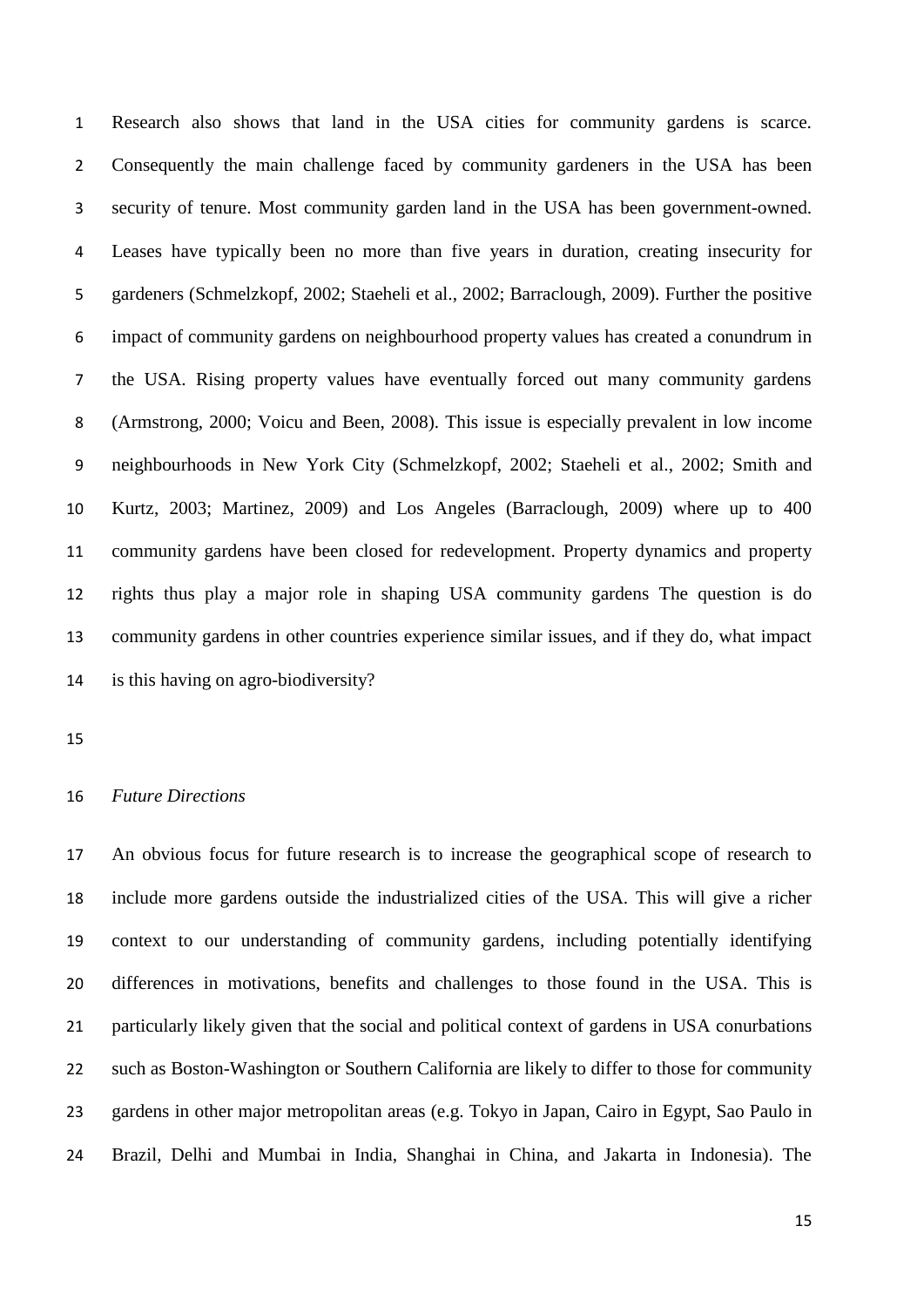Research also shows that land in the USA cities for community gardens is scarce. Consequently the main challenge faced by community gardeners in the USA has been security of tenure. Most community garden land in the USA has been government-owned. Leases have typically been no more than five years in duration, creating insecurity for gardeners (Schmelzkopf, 2002; Staeheli et al., 2002; Barraclough, 2009). Further the positive impact of community gardens on neighbourhood property values has created a conundrum in the USA. Rising property values have eventually forced out many community gardens (Armstrong, 2000; Voicu and Been, 2008). This issue is especially prevalent in low income neighbourhoods in New York City (Schmelzkopf, 2002; Staeheli et al., 2002; Smith and Kurtz, 2003; Martinez, 2009) and Los Angeles (Barraclough, 2009) where up to 400 community gardens have been closed for redevelopment. Property dynamics and property rights thus play a major role in shaping USA community gardens The question is do community gardens in other countries experience similar issues, and if they do, what impact is this having on agro-biodiversity?

*Future Directions*

An obvious focus for future research is to increase the geographical scope of research to include more gardens outside the industrialized cities of the USA. This will give a richer context to our understanding of community gardens, including potentially identifying differences in motivations, benefits and challenges to those found in the USA. This is particularly likely given that the social and political context of gardens in USA conurbations such as Boston-Washington or Southern California are likely to differ to those for community gardens in other major metropolitan areas (e.g. Tokyo in Japan, Cairo in Egypt, Sao Paulo in Brazil, Delhi and Mumbai in India, Shanghai in China, and Jakarta in Indonesia). The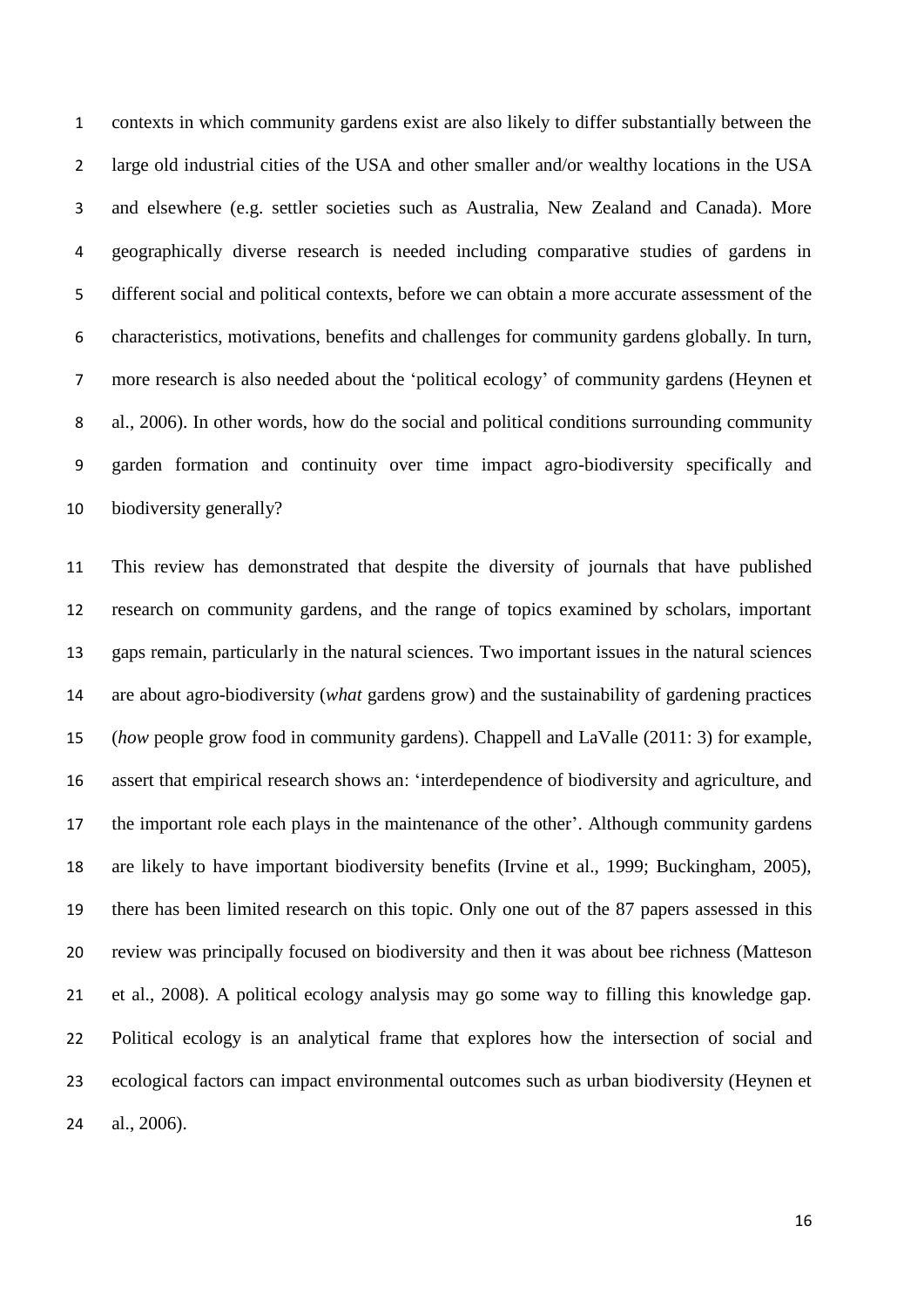contexts in which community gardens exist are also likely to differ substantially between the large old industrial cities of the USA and other smaller and/or wealthy locations in the USA and elsewhere (e.g. settler societies such as Australia, New Zealand and Canada). More geographically diverse research is needed including comparative studies of gardens in different social and political contexts, before we can obtain a more accurate assessment of the characteristics, motivations, benefits and challenges for community gardens globally. In turn, more research is also needed about the 'political ecology' of community gardens (Heynen et al., 2006). In other words, how do the social and political conditions surrounding community garden formation and continuity over time impact agro-biodiversity specifically and biodiversity generally?

This review has demonstrated that despite the diversity of journals that have published research on community gardens, and the range of topics examined by scholars, important gaps remain, particularly in the natural sciences. Two important issues in the natural sciences are about agro-biodiversity (*what* gardens grow) and the sustainability of gardening practices (*how* people grow food in community gardens). Chappell and LaValle (2011: 3) for example, assert that empirical research shows an: 'interdependence of biodiversity and agriculture, and the important role each plays in the maintenance of the other'. Although community gardens are likely to have important biodiversity benefits (Irvine et al., 1999; Buckingham, 2005), there has been limited research on this topic. Only one out of the 87 papers assessed in this review was principally focused on biodiversity and then it was about bee richness (Matteson et al., 2008). A political ecology analysis may go some way to filling this knowledge gap. Political ecology is an analytical frame that explores how the intersection of social and ecological factors can impact environmental outcomes such as urban biodiversity (Heynen et al., 2006).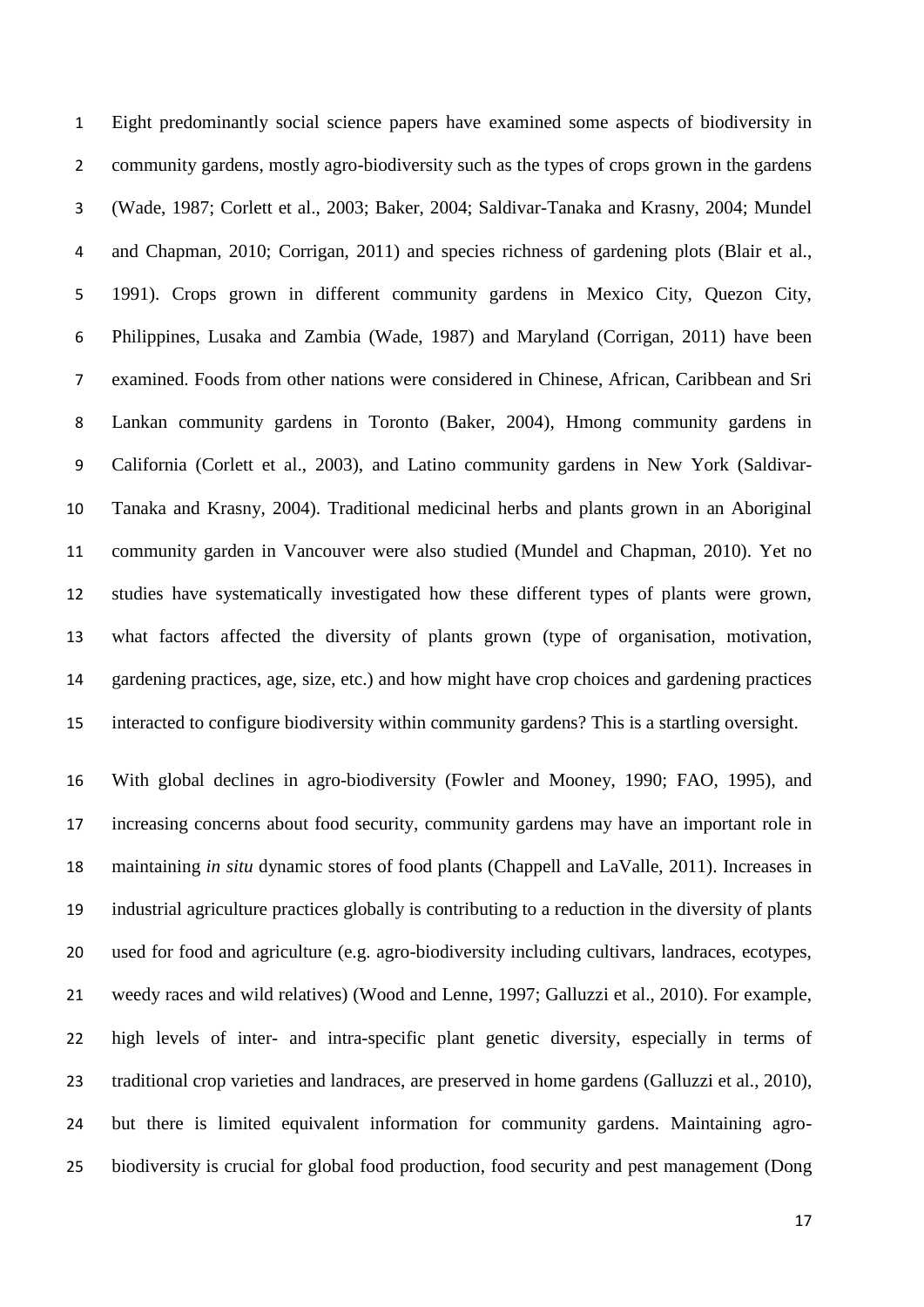Eight predominantly social science papers have examined some aspects of biodiversity in community gardens, mostly agro-biodiversity such as the types of crops grown in the gardens (Wade, 1987; Corlett et al., 2003; Baker, 2004; Saldivar-Tanaka and Krasny, 2004; Mundel and Chapman, 2010; Corrigan, 2011) and species richness of gardening plots (Blair et al., 1991). Crops grown in different community gardens in Mexico City, Quezon City, Philippines, Lusaka and Zambia (Wade, 1987) and Maryland (Corrigan, 2011) have been examined. Foods from other nations were considered in Chinese, African, Caribbean and Sri Lankan community gardens in Toronto (Baker, 2004), Hmong community gardens in California (Corlett et al., 2003), and Latino community gardens in New York (Saldivar-Tanaka and Krasny, 2004). Traditional medicinal herbs and plants grown in an Aboriginal community garden in Vancouver were also studied (Mundel and Chapman, 2010). Yet no studies have systematically investigated how these different types of plants were grown, what factors affected the diversity of plants grown (type of organisation, motivation, gardening practices, age, size, etc.) and how might have crop choices and gardening practices interacted to configure biodiversity within community gardens? This is a startling oversight.

With global declines in agro-biodiversity (Fowler and Mooney, 1990; FAO, 1995), and increasing concerns about food security, community gardens may have an important role in maintaining *in situ* dynamic stores of food plants (Chappell and LaValle, 2011). Increases in industrial agriculture practices globally is contributing to a reduction in the diversity of plants used for food and agriculture (e.g. agro-biodiversity including cultivars, landraces, ecotypes, weedy races and wild relatives) (Wood and Lenne, 1997; Galluzzi et al., 2010). For example, high levels of inter- and intra-specific plant genetic diversity, especially in terms of traditional crop varieties and landraces, are preserved in home gardens (Galluzzi et al., 2010), but there is limited equivalent information for community gardens. Maintaining agro-biodiversity is crucial for global food production, food security and pest management (Dong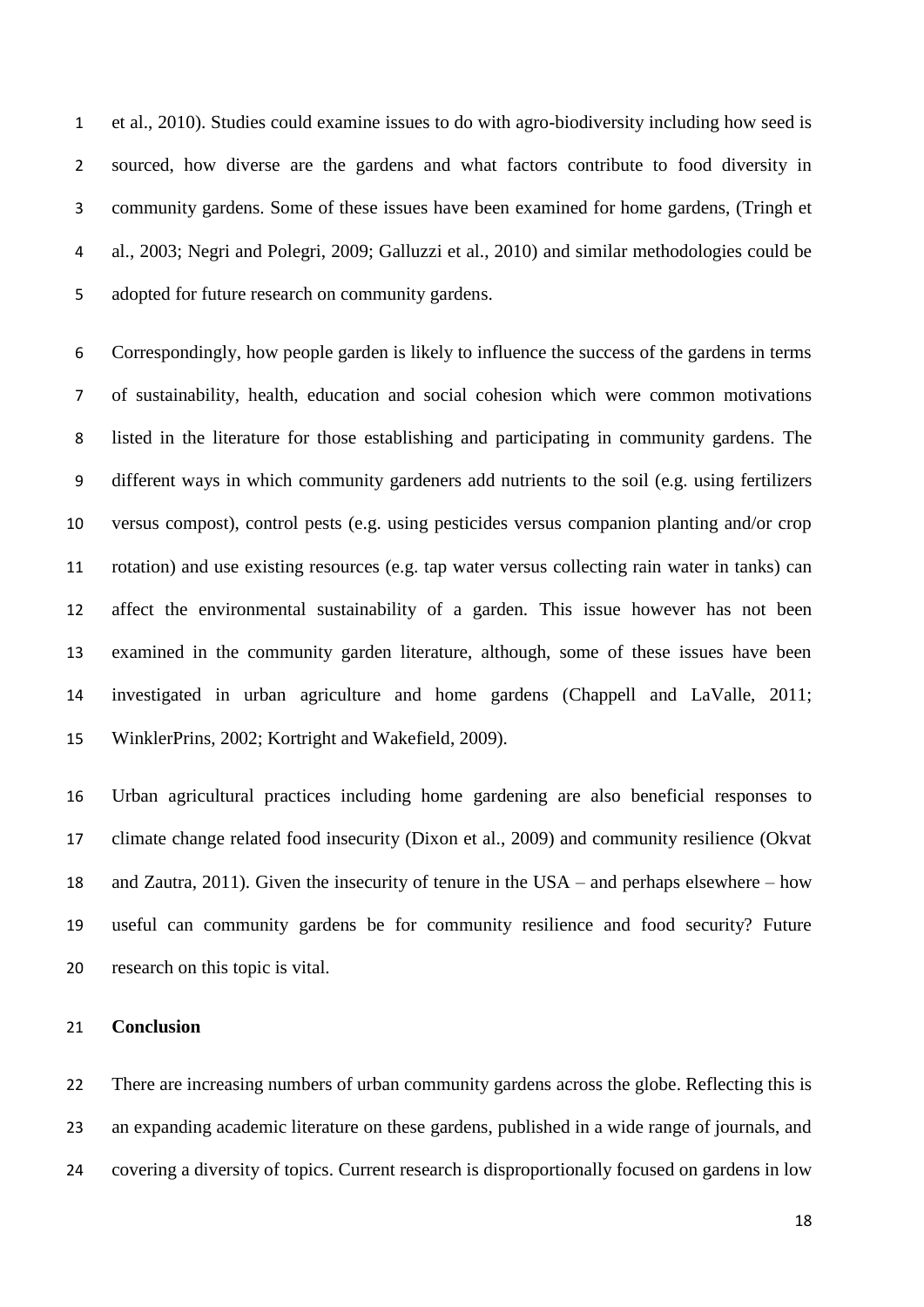et al., 2010). Studies could examine issues to do with agro-biodiversity including how seed is sourced, how diverse are the gardens and what factors contribute to food diversity in community gardens. Some of these issues have been examined for home gardens, (Tringh et al., 2003; Negri and Polegri, 2009; Galluzzi et al., 2010) and similar methodologies could be adopted for future research on community gardens.

Correspondingly, how people garden is likely to influence the success of the gardens in terms of sustainability, health, education and social cohesion which were common motivations listed in the literature for those establishing and participating in community gardens. The different ways in which community gardeners add nutrients to the soil (e.g. using fertilizers versus compost), control pests (e.g. using pesticides versus companion planting and/or crop rotation) and use existing resources (e.g. tap water versus collecting rain water in tanks) can affect the environmental sustainability of a garden. This issue however has not been examined in the community garden literature, although, some of these issues have been investigated in urban agriculture and home gardens (Chappell and LaValle, 2011; WinklerPrins, 2002; Kortright and Wakefield, 2009).

Urban agricultural practices including home gardening are also beneficial responses to climate change related food insecurity (Dixon et al., 2009) and community resilience (Okvat and Zautra, 2011). Given the insecurity of tenure in the USA – and perhaps elsewhere – how useful can community gardens be for community resilience and food security? Future research on this topic is vital.

## Conclusion

There are increasing numbers of urban community gardens across the globe. Reflecting this is an expanding academic literature on these gardens, published in a wide range of journals, and covering a diversity of topics. Current research is disproportionally focused on gardens in low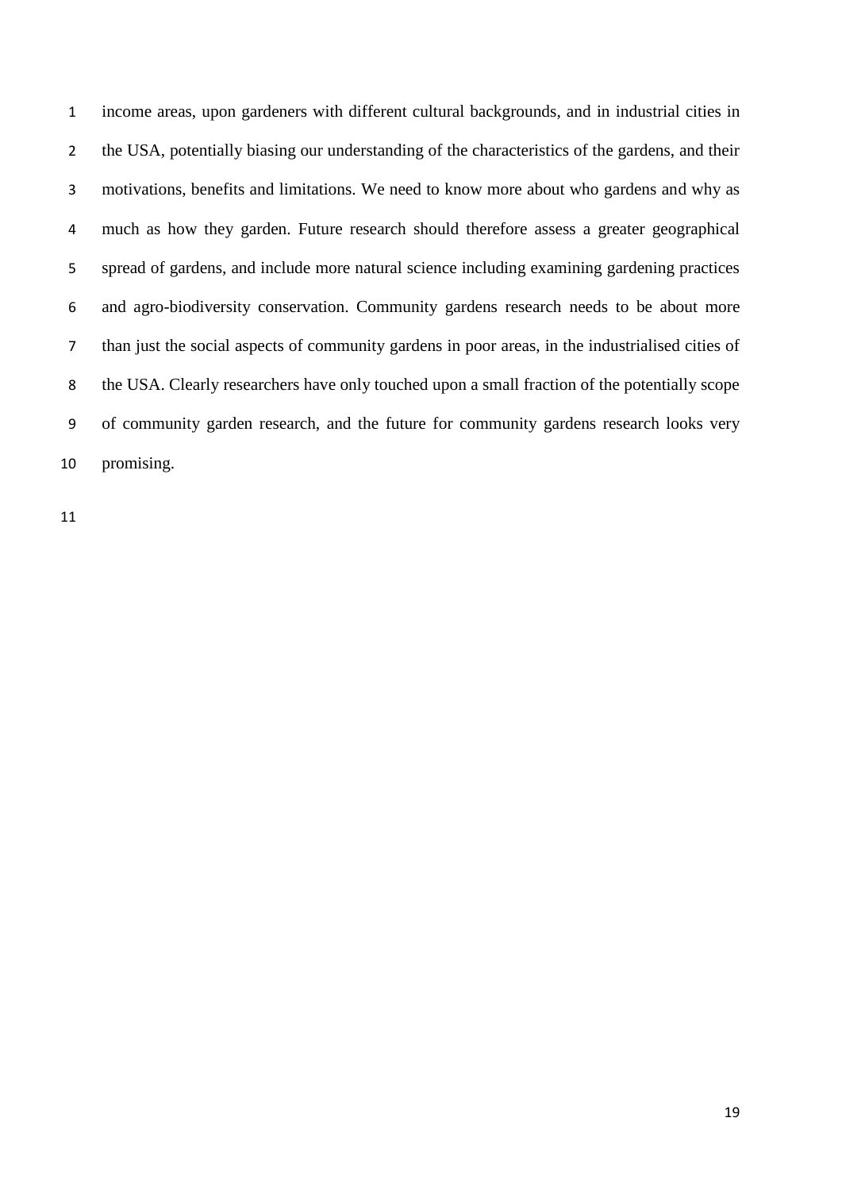income areas, upon gardeners with different cultural backgrounds, and in industrial cities in the USA, potentially biasing our understanding of the characteristics of the gardens, and their motivations, benefits and limitations. We need to know more about who gardens and why as much as how they garden. Future research should therefore assess a greater geographical spread of gardens, and include more natural science including examining gardening practices and agro-biodiversity conservation. Community gardens research needs to be about more than just the social aspects of community gardens in poor areas, in the industrialised cities of the USA. Clearly researchers have only touched upon a small fraction of the potentially scope of community garden research, and the future for community gardens research looks very promising.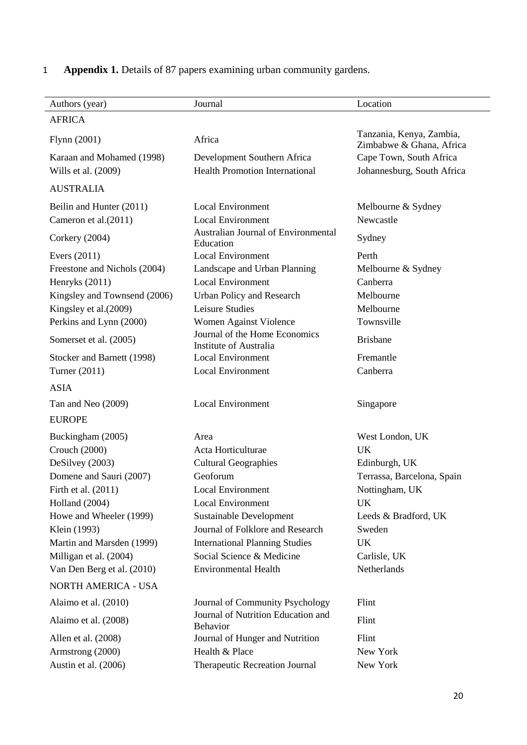**Appendix 1.** Details of 87 papers examining urban community gardens.

| Authors (year) | Journal | Location |
|---|---|---|
| AFRICA | | |
| Flynn (2001) | Africa | Tanzania, Kenya, Zambia, Zimbabwe & Ghana, Africa |
| Karaan and Mohamed (1998) | Development Southern Africa | Cape Town, South Africa |
| Wills et al. (2009) | Health Promotion International | Johannesburg, South Africa |
| AUSTRALIA | | |
| Beilin and Hunter (2011) | Local Environment | Melbourne & Sydney |
| Cameron et al.(2011) | Local Environment | Newcastle |
| Corkery (2004) | Australian Journal of Environmental Education | Sydney |
| Evers (2011) | Local Environment | Perth |
| Freestone and Nichols (2004) | Landscape and Urban Planning | Melbourne & Sydney |
| Henryks (2011) | Local Environment | Canberra |
| Kingsley and Townsend (2006) | Urban Policy and Research | Melbourne |
| Kingsley et al.(2009) | Leisure Studies | Melbourne |
| Perkins and Lynn (2000) | Women Against Violence | Townsville |
| Somerset et al. (2005) | Journal of the Home Economics Institute of Australia | Brisbane |
| Stocker and Barnett (1998) | Local Environment | Fremantle |
| Turner (2011) | Local Environment | Canberra |
| ASIA | | |
| Tan and Neo (2009) | Local Environment | Singapore |
| EUROPE | | |
| Buckingham (2005) | Area | West London, UK |
| Crouch (2000) | Acta Horticulturae | UK |
| DeSilvey (2003) | Cultural Geographies | Edinburgh, UK |
| Domene and Sauri (2007) | Geoforum | Terrassa, Barcelona, Spain |
| Firth et al. (2011) | Local Environment | Nottingham, UK |
| Holland (2004) | Local Environment | UK |
| Howe and Wheeler (1999) | Sustainable Development | Leeds & Bradford, UK |
| Klein (1993) | Journal of Folklore and Research | Sweden |
| Martin and Marsden (1999) | International Planning Studies | UK |
| Milligan et al. (2004) | Social Science & Medicine | Carlisle, UK |
| Van Den Berg et al. (2010) | Environmental Health | Netherlands |
| NORTH AMERICA - USA | | |
| Alaimo et al. (2010) | Journal of Community Psychology | Flint |
| Alaimo et al. (2008) | Journal of Nutrition Education and Behavior | Flint |
| Allen et al. (2008) | Journal of Hunger and Nutrition | Flint |
| Armstrong (2000) | Health & Place | New York |
| Austin et al. (2006) | Therapeutic Recreation Journal | New York |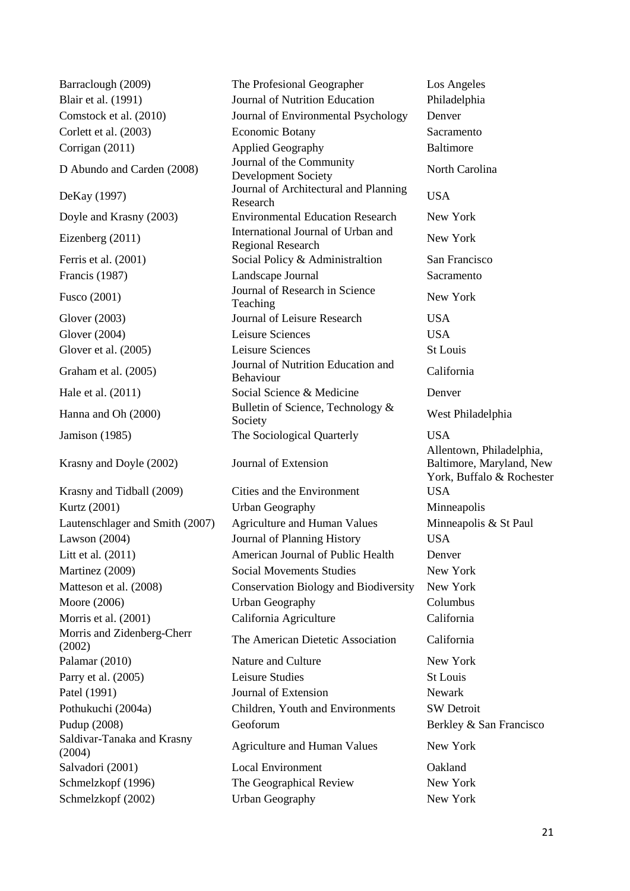| | | |
|---|---|---|
| Barraclough (2009) | The Profesional Geographer | Los Angeles |
| Blair et al. (1991) | Journal of Nutrition Education | Philadelphia |
| Comstock et al. (2010) | Journal of Environmental Psychology | Denver |
| Corlett et al. (2003) | Economic Botany | Sacramento |
| Corrigan (2011) | Applied Geography | Baltimore |
| D Abundo and Carden (2008) | Journal of the Community Development Society | North Carolina |
| DeKay (1997) | Journal of Architectural and Planning Research | USA |
| Doyle and Krasny (2003) | Environmental Education Research | New York |
| Eizenberg (2011) | International Journal of Urban and Regional Research | New York |
| Ferris et al. (2001) | Social Policy & Administraltion | San Francisco |
| Francis (1987) | Landscape Journal | Sacramento |
| Fusco (2001) | Journal of Research in Science Teaching | New York |
| Glover (2003) | Journal of Leisure Research | USA |
| Glover (2004) | Leisure Sciences | USA |
| Glover et al. (2005) | Leisure Sciences | St Louis |
| Graham et al. (2005) | Journal of Nutrition Education and Behaviour | California |
| Hale et al. (2011) | Social Science & Medicine | Denver |
| Hanna and Oh (2000) | Bulletin of Science, Technology & Society | West Philadelphia |
| Jamison (1985) | The Sociological Quarterly | USA |
| Krasny and Doyle (2002) | Journal of Extension | Allentown, Philadelphia, Baltimore, Maryland, New York, Buffalo & Rochester |
| Krasny and Tidball (2009) | Cities and the Environment | USA |
| Kurtz (2001) | Urban Geography | Minneapolis |
| Lautenschlager and Smith (2007) | Agriculture and Human Values | Minneapolis & St Paul |
| Lawson (2004) | Journal of Planning History | USA |
| Litt et al. (2011) | American Journal of Public Health | Denver |
| Martinez (2009) | Social Movements Studies | New York |
| Matteson et al. (2008) | Conservation Biology and Biodiversity | New York |
| Moore (2006) | Urban Geography | Columbus |
| Morris et al. (2001) | California Agriculture | California |
| Morris and Zidenberg-Cherr (2002) | The American Dietetic Association | California |
| Palamar (2010) | Nature and Culture | New York |
| Parry et al. (2005) | Leisure Studies | St Louis |
| Patel (1991) | Journal of Extension | Newark |
| Pothukuchi (2004a) | Children, Youth and Environments | SW Detroit |
| Pudup (2008) | Geoforum | Berkley & San Francisco |
| Saldivar-Tanaka and Krasny (2004) | Agriculture and Human Values | New York |
| Salvadori (2001) | Local Environment | Oakland |
| Schmelzkopf (1996) | The Geographical Review | New York |
| Schmelzkopf (2002) | Urban Geography | New York |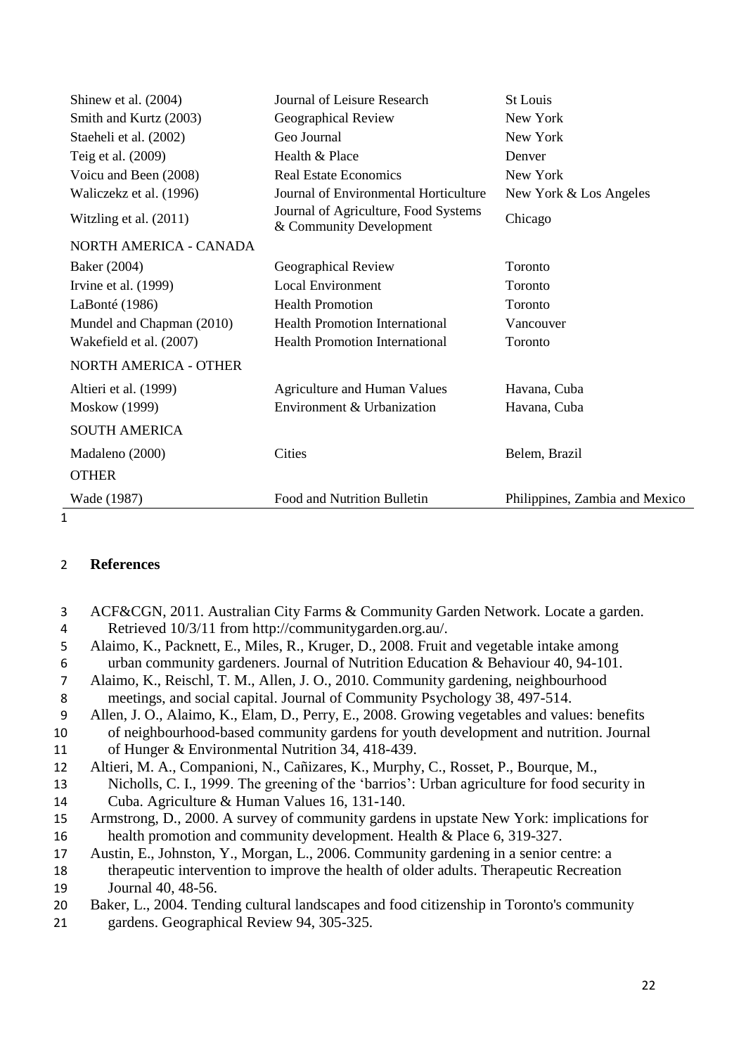| | | |
|---|---|---|
| Shinew et al. (2004) | Journal of Leisure Research | St Louis |
| Smith and Kurtz (2003) | Geographical Review | New York |
| Staeheli et al. (2002) | Geo Journal | New York |
| Teig et al. (2009) | Health & Place | Denver |
| Voicu and Been (2008) | Real Estate Economics | New York |
| Waliczekz et al. (1996) | Journal of Environmental Horticulture | New York & Los Angeles |
| Witzling et al. (2011) | Journal of Agriculture, Food Systems & Community Development | Chicago |
| NORTH AMERICA - CANADA | | |
| Baker (2004) | Geographical Review | Toronto |
| Irvine et al. (1999) | Local Environment | Toronto |
| LaBonté (1986) | Health Promotion | Toronto |
| Mundel and Chapman (2010) | Health Promotion International | Vancouver |
| Wakefield et al. (2007) | Health Promotion International | Toronto |
| NORTH AMERICA - OTHER | | |
| Altieri et al. (1999) | Agriculture and Human Values | Havana, Cuba |
| Moskow (1999) | Environment & Urbanization | Havana, Cuba |
| SOUTH AMERICA | | |
| Madaleno (2000) | Cities | Belem, Brazil |
| OTHER | | |
| Wade (1987) | Food and Nutrition Bulletin | Philippines, Zambia and Mexico |

## References

ACF&CGN, 2011. Australian City Farms & Community Garden Network. Locate a garden. Retrieved 10/3/11 from http://communitygarden.org.au/.

Alaimo, K., Packnett, E., Miles, R., Kruger, D., 2008. Fruit and vegetable intake among urban community gardeners. Journal of Nutrition Education & Behaviour 40, 94-101.

Alaimo, K., Reischl, T. M., Allen, J. O., 2010. Community gardening, neighbourhood meetings, and social capital. Journal of Community Psychology 38, 497-514.

Allen, J. O., Alaimo, K., Elam, D., Perry, E., 2008. Growing vegetables and values: benefits of neighbourhood-based community gardens for youth development and nutrition. Journal of Hunger & Environmental Nutrition 34, 418-439.

Altieri, M. A., Companioni, N., Cañizares, K., Murphy, C., Rosset, P., Bourque, M., Nicholls, C. I., 1999. The greening of the 'barrios': Urban agriculture for food security in Cuba. Agriculture & Human Values 16, 131-140.

Armstrong, D., 2000. A survey of community gardens in upstate New York: implications for health promotion and community development. Health & Place 6, 319-327.

Austin, E., Johnston, Y., Morgan, L., 2006. Community gardening in a senior centre: a therapeutic intervention to improve the health of older adults. Therapeutic Recreation Journal 40, 48-56.

Baker, L., 2004. Tending cultural landscapes and food citizenship in Toronto's community gardens. Geographical Review 94, 305-325.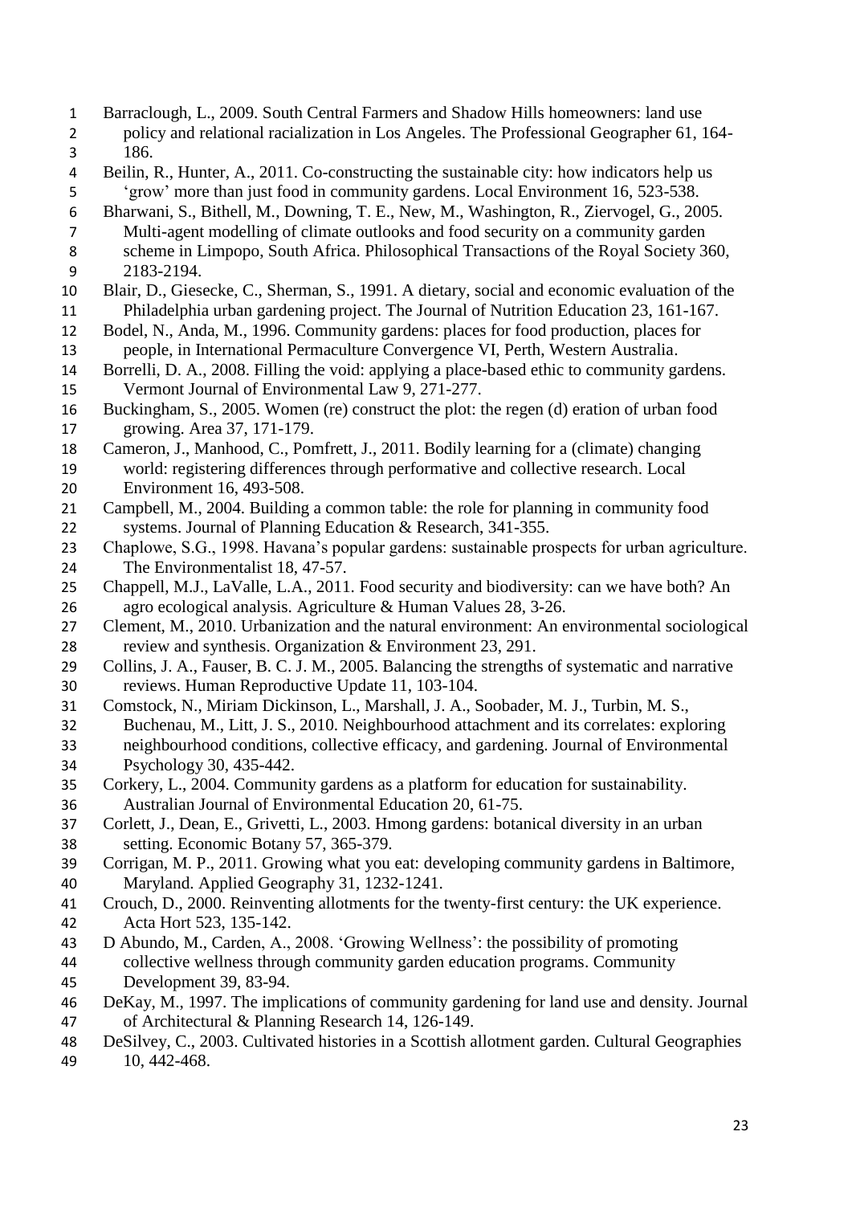Barraclough, L., 2009. South Central Farmers and Shadow Hills homeowners: land use policy and relational racialization in Los Angeles. The Professional Geographer 61, 164-186.

Beilin, R., Hunter, A., 2011. Co-constructing the sustainable city: how indicators help us 'grow' more than just food in community gardens. Local Environment 16, 523-538.

Bharwani, S., Bithell, M., Downing, T. E., New, M., Washington, R., Ziervogel, G., 2005. Multi-agent modelling of climate outlooks and food security on a community garden scheme in Limpopo, South Africa. Philosophical Transactions of the Royal Society 360, 2183-2194.

Blair, D., Giesecke, C., Sherman, S., 1991. A dietary, social and economic evaluation of the Philadelphia urban gardening project. The Journal of Nutrition Education 23, 161-167.

Bodel, N., Anda, M., 1996. Community gardens: places for food production, places for people, in International Permaculture Convergence VI, Perth, Western Australia.

Borrelli, D. A., 2008. Filling the void: applying a place-based ethic to community gardens. Vermont Journal of Environmental Law 9, 271-277.

Buckingham, S., 2005. Women (re) construct the plot: the regen (d) eration of urban food growing. Area 37, 171-179.

Cameron, J., Manhood, C., Pomfrett, J., 2011. Bodily learning for a (climate) changing world: registering differences through performative and collective research. Local Environment 16, 493-508.

Campbell, M., 2004. Building a common table: the role for planning in community food systems. Journal of Planning Education & Research, 341-355.

Chaplowe, S.G., 1998. Havana's popular gardens: sustainable prospects for urban agriculture. The Environmentalist 18, 47-57.

Chappell, M.J., LaValle, L.A., 2011. Food security and biodiversity: can we have both? An agro ecological analysis. Agriculture & Human Values 28, 3-26.

Clement, M., 2010. Urbanization and the natural environment: An environmental sociological review and synthesis. Organization & Environment 23, 291.

Collins, J. A., Fauser, B. C. J. M., 2005. Balancing the strengths of systematic and narrative reviews. Human Reproductive Update 11, 103-104.

Comstock, N., Miriam Dickinson, L., Marshall, J. A., Soobader, M. J., Turbin, M. S., Buchenau, M., Litt, J. S., 2010. Neighbourhood attachment and its correlates: exploring neighbourhood conditions, collective efficacy, and gardening. Journal of Environmental Psychology 30, 435-442.

Corkery, L., 2004. Community gardens as a platform for education for sustainability. Australian Journal of Environmental Education 20, 61-75.

Corlett, J., Dean, E., Grivetti, L., 2003. Hmong gardens: botanical diversity in an urban setting. Economic Botany 57, 365-379.

Corrigan, M. P., 2011. Growing what you eat: developing community gardens in Baltimore, Maryland. Applied Geography 31, 1232-1241.

Crouch, D., 2000. Reinventing allotments for the twenty-first century: the UK experience. Acta Hort 523, 135-142.

D Abundo, M., Carden, A., 2008. 'Growing Wellness': the possibility of promoting collective wellness through community garden education programs. Community Development 39, 83-94.

DeKay, M., 1997. The implications of community gardening for land use and density. Journal of Architectural & Planning Research 14, 126-149.

DeSilvey, C., 2003. Cultivated histories in a Scottish allotment garden. Cultural Geographies 10, 442-468.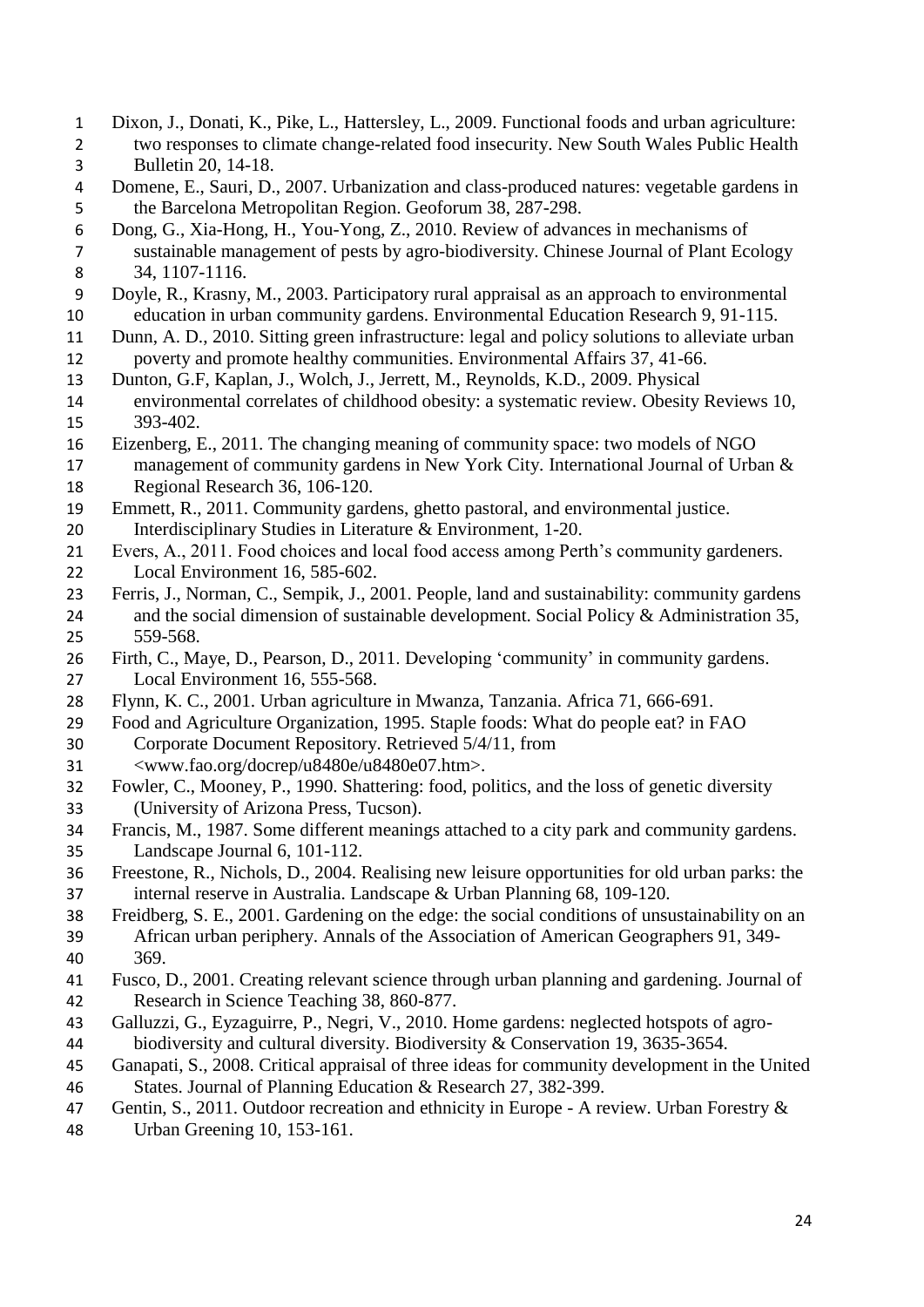Dixon, J., Donati, K., Pike, L., Hattersley, L., 2009. Functional foods and urban agriculture: two responses to climate change-related food insecurity. New South Wales Public Health Bulletin 20, 14-18.

Domene, E., Sauri, D., 2007. Urbanization and class-produced natures: vegetable gardens in the Barcelona Metropolitan Region. Geoforum 38, 287-298.

Dong, G., Xia-Hong, H., You-Yong, Z., 2010. Review of advances in mechanisms of sustainable management of pests by agro-biodiversity. Chinese Journal of Plant Ecology 34, 1107-1116.

Doyle, R., Krasny, M., 2003. Participatory rural appraisal as an approach to environmental education in urban community gardens. Environmental Education Research 9, 91-115.

Dunn, A. D., 2010. Sitting green infrastructure: legal and policy solutions to alleviate urban poverty and promote healthy communities. Environmental Affairs 37, 41-66.

Dunton, G.F, Kaplan, J., Wolch, J., Jerrett, M., Reynolds, K.D., 2009. Physical environmental correlates of childhood obesity: a systematic review. Obesity Reviews 10, 393-402.

Eizenberg, E., 2011. The changing meaning of community space: two models of NGO management of community gardens in New York City. International Journal of Urban & Regional Research 36, 106-120.

Emmett, R., 2011. Community gardens, ghetto pastoral, and environmental justice. Interdisciplinary Studies in Literature & Environment, 1-20.

Evers, A., 2011. Food choices and local food access among Perth's community gardeners. Local Environment 16, 585-602.

Ferris, J., Norman, C., Sempik, J., 2001. People, land and sustainability: community gardens and the social dimension of sustainable development. Social Policy & Administration 35, 559-568.

Firth, C., Maye, D., Pearson, D., 2011. Developing 'community' in community gardens. Local Environment 16, 555-568.

Flynn, K. C., 2001. Urban agriculture in Mwanza, Tanzania. Africa 71, 666-691.

Food and Agriculture Organization, 1995. Staple foods: What do people eat? in FAO Corporate Document Repository. Retrieved 5/4/11, from <www.fao.org/docrep/u8480e/u8480e07.htm>.

Fowler, C., Mooney, P., 1990. Shattering: food, politics, and the loss of genetic diversity (University of Arizona Press, Tucson).

Francis, M., 1987. Some different meanings attached to a city park and community gardens. Landscape Journal 6, 101-112.

Freestone, R., Nichols, D., 2004. Realising new leisure opportunities for old urban parks: the internal reserve in Australia. Landscape & Urban Planning 68, 109-120.

Freidberg, S. E., 2001. Gardening on the edge: the social conditions of unsustainability on an African urban periphery. Annals of the Association of American Geographers 91, 349-369.

Fusco, D., 2001. Creating relevant science through urban planning and gardening. Journal of Research in Science Teaching 38, 860-877.

Galluzzi, G., Eyzaguirre, P., Negri, V., 2010. Home gardens: neglected hotspots of agro-biodiversity and cultural diversity. Biodiversity & Conservation 19, 3635-3654.

Ganapati, S., 2008. Critical appraisal of three ideas for community development in the United States. Journal of Planning Education & Research 27, 382-399.

Gentin, S., 2011. Outdoor recreation and ethnicity in Europe - A review. Urban Forestry & Urban Greening 10, 153-161.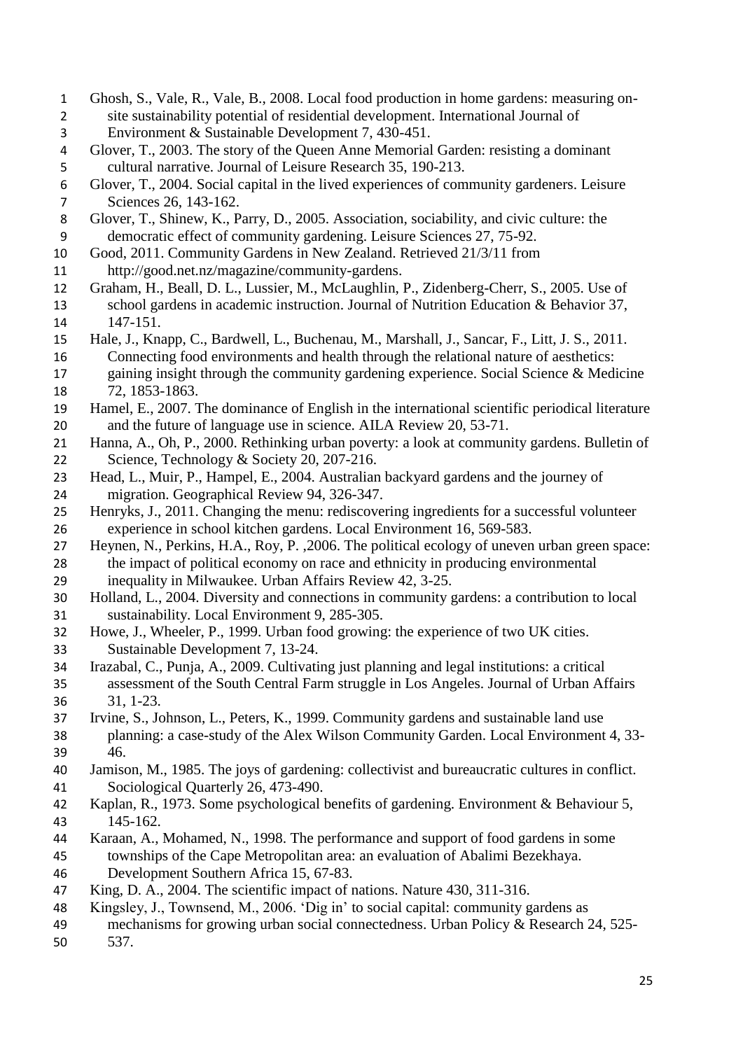Ghosh, S., Vale, R., Vale, B., 2008. Local food production in home gardens: measuring on-site sustainability potential of residential development. International Journal of Environment & Sustainable Development 7, 430-451.

Glover, T., 2003. The story of the Queen Anne Memorial Garden: resisting a dominant cultural narrative. Journal of Leisure Research 35, 190-213.

Glover, T., 2004. Social capital in the lived experiences of community gardeners. Leisure Sciences 26, 143-162.

Glover, T., Shinew, K., Parry, D., 2005. Association, sociability, and civic culture: the democratic effect of community gardening. Leisure Sciences 27, 75-92.

Good, 2011. Community Gardens in New Zealand. Retrieved 21/3/11 from http://good.net.nz/magazine/community-gardens.

Graham, H., Beall, D. L., Lussier, M., McLaughlin, P., Zidenberg-Cherr, S., 2005. Use of school gardens in academic instruction. Journal of Nutrition Education & Behavior 37, 147-151.

Hale, J., Knapp, C., Bardwell, L., Buchenau, M., Marshall, J., Sancar, F., Litt, J. S., 2011. Connecting food environments and health through the relational nature of aesthetics: gaining insight through the community gardening experience. Social Science & Medicine 72, 1853-1863.

Hamel, E., 2007. The dominance of English in the international scientific periodical literature and the future of language use in science. AILA Review 20, 53-71.

Hanna, A., Oh, P., 2000. Rethinking urban poverty: a look at community gardens. Bulletin of Science, Technology & Society 20, 207-216.

Head, L., Muir, P., Hampel, E., 2004. Australian backyard gardens and the journey of migration. Geographical Review 94, 326-347.

Henryks, J., 2011. Changing the menu: rediscovering ingredients for a successful volunteer experience in school kitchen gardens. Local Environment 16, 569-583.

Heynen, N., Perkins, H.A., Roy, P. ,2006. The political ecology of uneven urban green space: the impact of political economy on race and ethnicity in producing environmental inequality in Milwaukee. Urban Affairs Review 42, 3-25.

Holland, L., 2004. Diversity and connections in community gardens: a contribution to local sustainability. Local Environment 9, 285-305.

Howe, J., Wheeler, P., 1999. Urban food growing: the experience of two UK cities. Sustainable Development 7, 13-24.

Irazabal, C., Punja, A., 2009. Cultivating just planning and legal institutions: a critical assessment of the South Central Farm struggle in Los Angeles. Journal of Urban Affairs 31, 1-23.

Irvine, S., Johnson, L., Peters, K., 1999. Community gardens and sustainable land use planning: a case-study of the Alex Wilson Community Garden. Local Environment 4, 33-46.

Jamison, M., 1985. The joys of gardening: collectivist and bureaucratic cultures in conflict. Sociological Quarterly 26, 473-490.

Kaplan, R., 1973. Some psychological benefits of gardening. Environment & Behaviour 5, 145-162.

Karaan, A., Mohamed, N., 1998. The performance and support of food gardens in some townships of the Cape Metropolitan area: an evaluation of Abalimi Bezekhaya. Development Southern Africa 15, 67-83.

King, D. A., 2004. The scientific impact of nations. Nature 430, 311-316.

Kingsley, J., Townsend, M., 2006. 'Dig in' to social capital: community gardens as mechanisms for growing urban social connectedness. Urban Policy & Research 24, 525-537.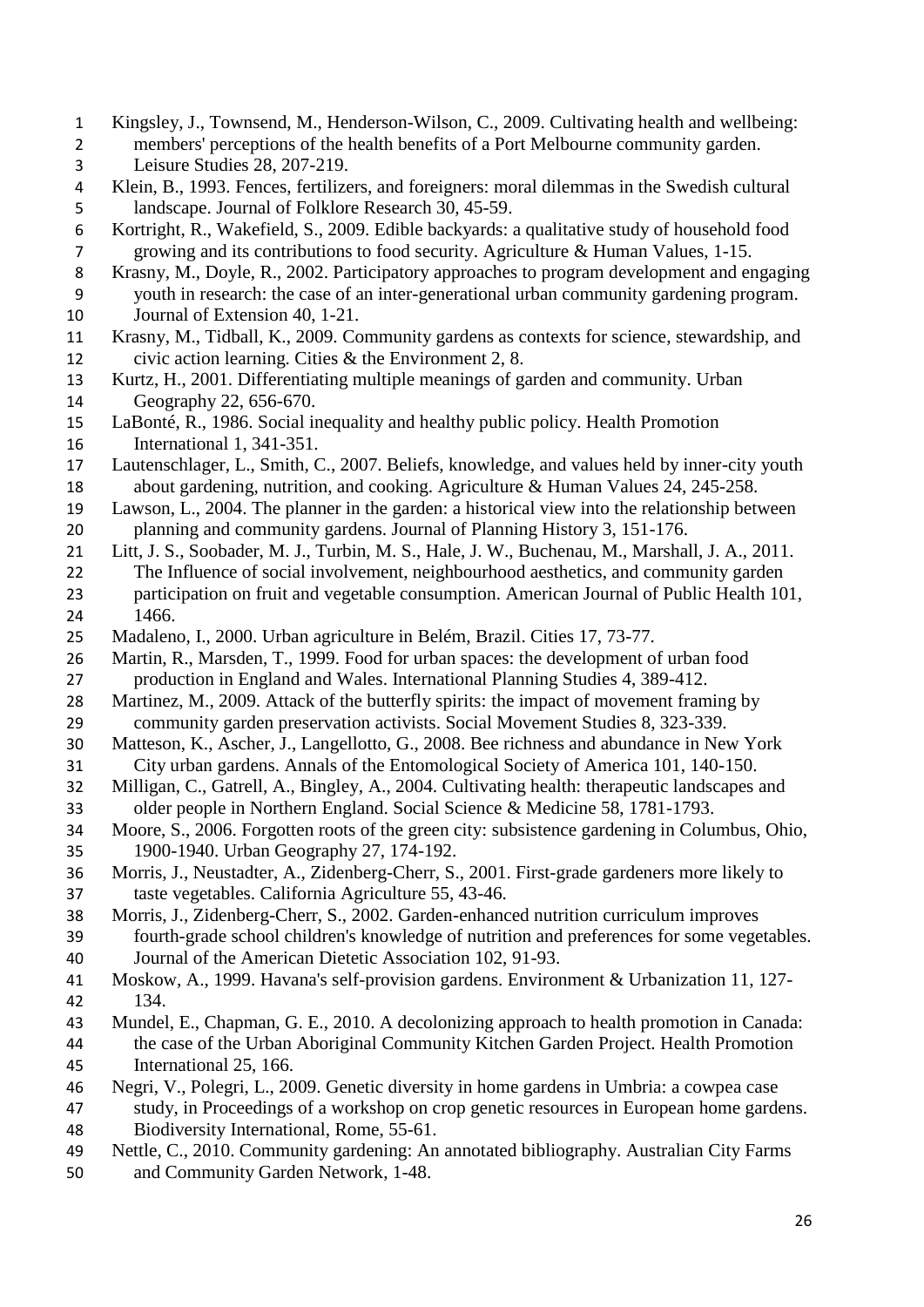Kingsley, J., Townsend, M., Henderson-Wilson, C., 2009. Cultivating health and wellbeing: members' perceptions of the health benefits of a Port Melbourne community garden. Leisure Studies 28, 207-219.

Klein, B., 1993. Fences, fertilizers, and foreigners: moral dilemmas in the Swedish cultural landscape. Journal of Folklore Research 30, 45-59.

Kortright, R., Wakefield, S., 2009. Edible backyards: a qualitative study of household food growing and its contributions to food security. Agriculture & Human Values, 1-15.

Krasny, M., Doyle, R., 2002. Participatory approaches to program development and engaging youth in research: the case of an inter-generational urban community gardening program. Journal of Extension 40, 1-21.

Krasny, M., Tidball, K., 2009. Community gardens as contexts for science, stewardship, and civic action learning. Cities & the Environment 2, 8.

Kurtz, H., 2001. Differentiating multiple meanings of garden and community. Urban Geography 22, 656-670.

LaBonté, R., 1986. Social inequality and healthy public policy. Health Promotion International 1, 341-351.

Lautenschlager, L., Smith, C., 2007. Beliefs, knowledge, and values held by inner-city youth about gardening, nutrition, and cooking. Agriculture & Human Values 24, 245-258.

Lawson, L., 2004. The planner in the garden: a historical view into the relationship between planning and community gardens. Journal of Planning History 3, 151-176.

Litt, J. S., Soobader, M. J., Turbin, M. S., Hale, J. W., Buchenau, M., Marshall, J. A., 2011. The Influence of social involvement, neighbourhood aesthetics, and community garden participation on fruit and vegetable consumption. American Journal of Public Health 101, 1466.

Madaleno, I., 2000. Urban agriculture in Belém, Brazil. Cities 17, 73-77.

Martin, R., Marsden, T., 1999. Food for urban spaces: the development of urban food production in England and Wales. International Planning Studies 4, 389-412.

Martinez, M., 2009. Attack of the butterfly spirits: the impact of movement framing by community garden preservation activists. Social Movement Studies 8, 323-339.

Matteson, K., Ascher, J., Langellotto, G., 2008. Bee richness and abundance in New York City urban gardens. Annals of the Entomological Society of America 101, 140-150.

Milligan, C., Gatrell, A., Bingley, A., 2004. Cultivating health: therapeutic landscapes and older people in Northern England. Social Science & Medicine 58, 1781-1793.

Moore, S., 2006. Forgotten roots of the green city: subsistence gardening in Columbus, Ohio, 1900-1940. Urban Geography 27, 174-192.

Morris, J., Neustadter, A., Zidenberg-Cherr, S., 2001. First-grade gardeners more likely to taste vegetables. California Agriculture 55, 43-46.

Morris, J., Zidenberg-Cherr, S., 2002. Garden-enhanced nutrition curriculum improves fourth-grade school children's knowledge of nutrition and preferences for some vegetables. Journal of the American Dietetic Association 102, 91-93.

Moskow, A., 1999. Havana's self-provision gardens. Environment & Urbanization 11, 127-134.

Mundel, E., Chapman, G. E., 2010. A decolonizing approach to health promotion in Canada: the case of the Urban Aboriginal Community Kitchen Garden Project. Health Promotion International 25, 166.

Negri, V., Polegri, L., 2009. Genetic diversity in home gardens in Umbria: a cowpea case study, in Proceedings of a workshop on crop genetic resources in European home gardens. Biodiversity International, Rome, 55-61.

Nettle, C., 2010. Community gardening: An annotated bibliography. Australian City Farms and Community Garden Network, 1-48.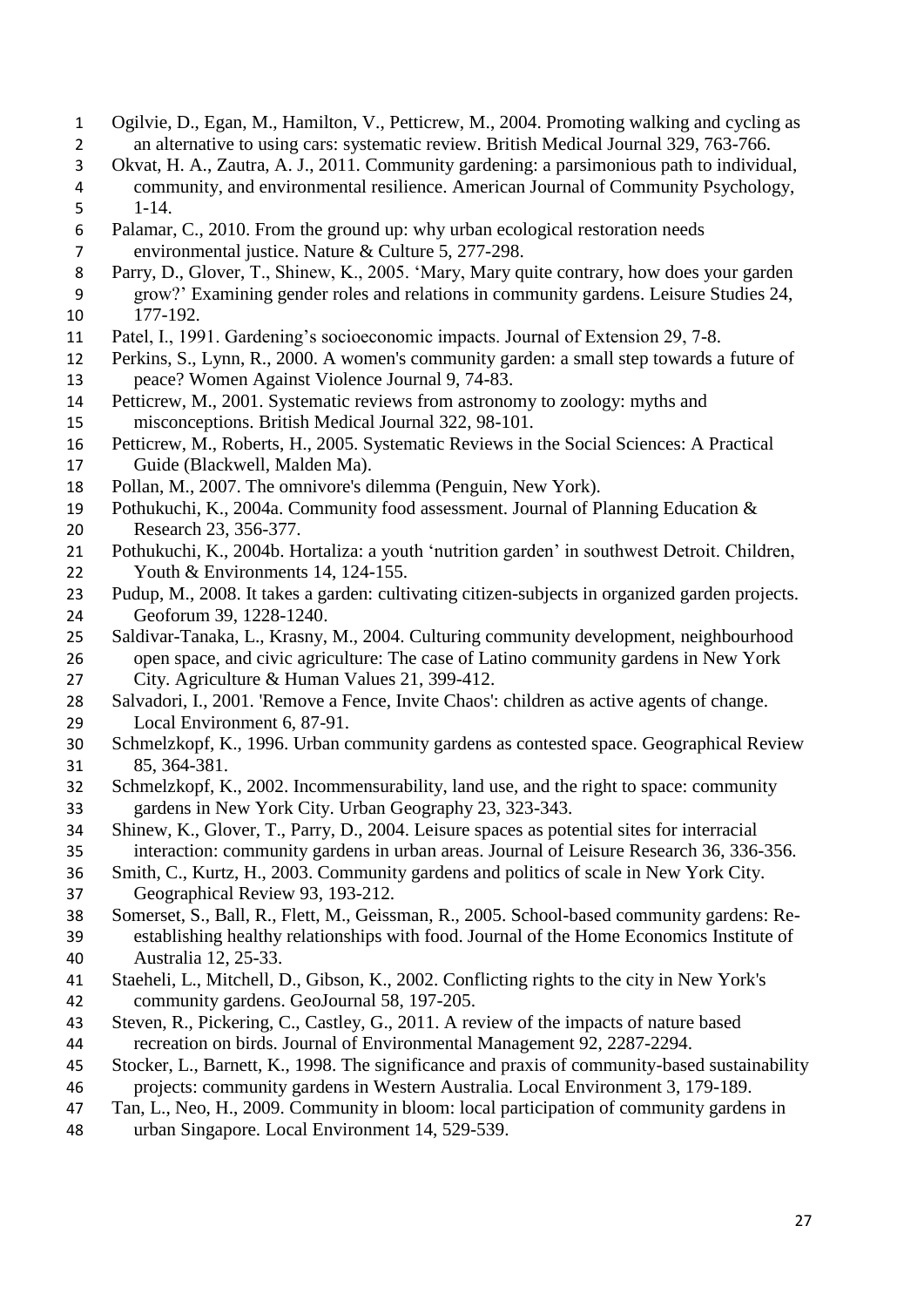Ogilvie, D., Egan, M., Hamilton, V., Petticrew, M., 2004. Promoting walking and cycling as an alternative to using cars: systematic review. British Medical Journal 329, 763-766.

Okvat, H. A., Zautra, A. J., 2011. Community gardening: a parsimonious path to individual, community, and environmental resilience. American Journal of Community Psychology, 1-14.

Palamar, C., 2010. From the ground up: why urban ecological restoration needs environmental justice. Nature & Culture 5, 277-298.

Parry, D., Glover, T., Shinew, K., 2005. 'Mary, Mary quite contrary, how does your garden grow?' Examining gender roles and relations in community gardens. Leisure Studies 24, 177-192.

Patel, I., 1991. Gardening's socioeconomic impacts. Journal of Extension 29, 7-8.

Perkins, S., Lynn, R., 2000. A women's community garden: a small step towards a future of peace? Women Against Violence Journal 9, 74-83.

Petticrew, M., 2001. Systematic reviews from astronomy to zoology: myths and misconceptions. British Medical Journal 322, 98-101.

Petticrew, M., Roberts, H., 2005. Systematic Reviews in the Social Sciences: A Practical Guide (Blackwell, Malden Ma).

Pollan, M., 2007. The omnivore's dilemma (Penguin, New York).

Pothukuchi, K., 2004a. Community food assessment. Journal of Planning Education & Research 23, 356-377.

Pothukuchi, K., 2004b. Hortaliza: a youth 'nutrition garden' in southwest Detroit. Children, Youth & Environments 14, 124-155.

Pudup, M., 2008. It takes a garden: cultivating citizen-subjects in organized garden projects. Geoforum 39, 1228-1240.

Saldivar-Tanaka, L., Krasny, M., 2004. Culturing community development, neighbourhood open space, and civic agriculture: The case of Latino community gardens in New York City. Agriculture & Human Values 21, 399-412.

Salvadori, I., 2001. 'Remove a Fence, Invite Chaos': children as active agents of change. Local Environment 6, 87-91.

Schmelzkopf, K., 1996. Urban community gardens as contested space. Geographical Review 85, 364-381.

Schmelzkopf, K., 2002. Incommensurability, land use, and the right to space: community gardens in New York City. Urban Geography 23, 323-343.

Shinew, K., Glover, T., Parry, D., 2004. Leisure spaces as potential sites for interracial interaction: community gardens in urban areas. Journal of Leisure Research 36, 336-356.

Smith, C., Kurtz, H., 2003. Community gardens and politics of scale in New York City. Geographical Review 93, 193-212.

Somerset, S., Ball, R., Flett, M., Geissman, R., 2005. School-based community gardens: Re-establishing healthy relationships with food. Journal of the Home Economics Institute of Australia 12, 25-33.

Staeheli, L., Mitchell, D., Gibson, K., 2002. Conflicting rights to the city in New York's community gardens. GeoJournal 58, 197-205.

Steven, R., Pickering, C., Castley, G., 2011. A review of the impacts of nature based recreation on birds. Journal of Environmental Management 92, 2287-2294.

Stocker, L., Barnett, K., 1998. The significance and praxis of community-based sustainability projects: community gardens in Western Australia. Local Environment 3, 179-189.

Tan, L., Neo, H., 2009. Community in bloom: local participation of community gardens in urban Singapore. Local Environment 14, 529-539.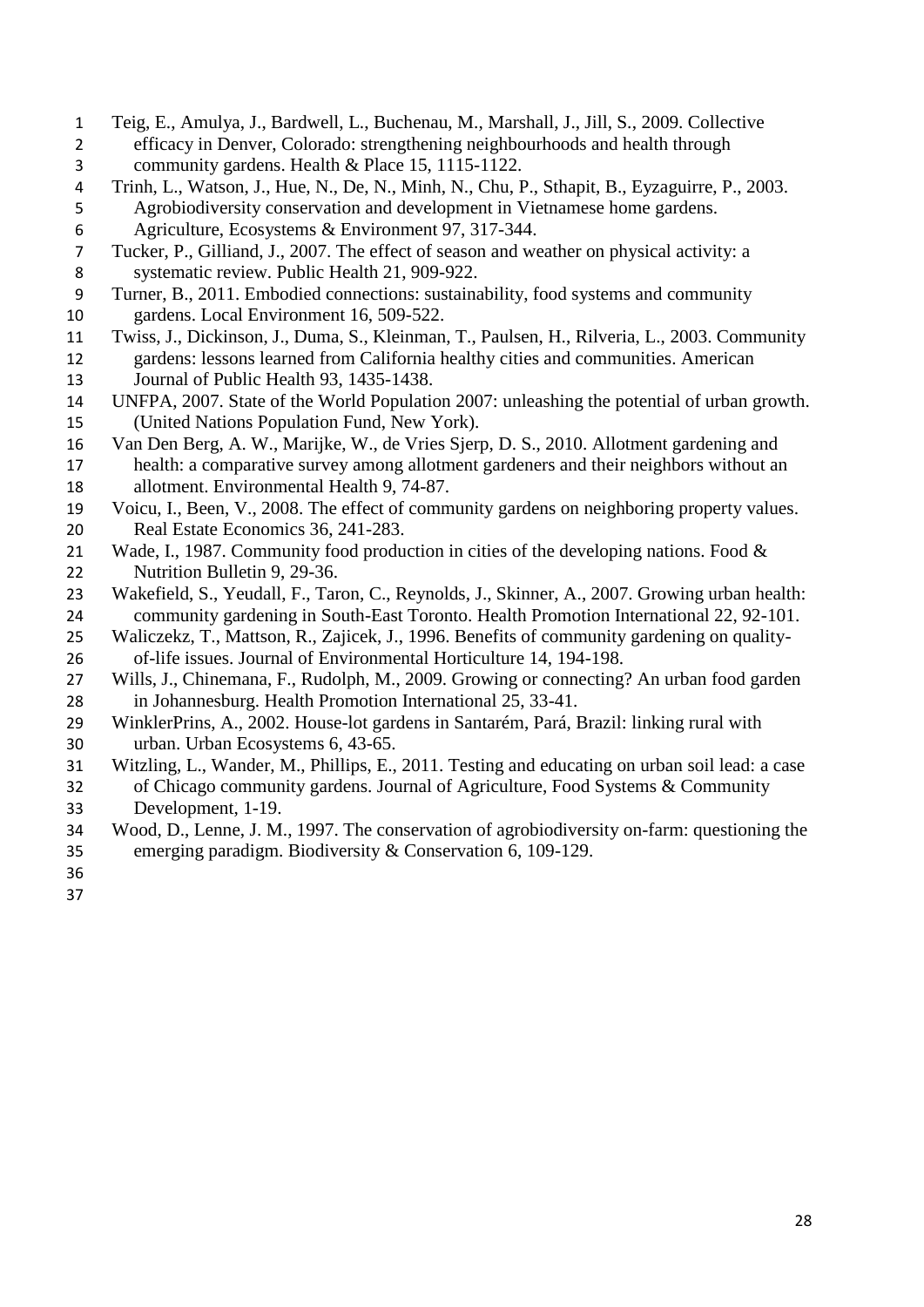Teig, E., Amulya, J., Bardwell, L., Buchenau, M., Marshall, J., Jill, S., 2009. Collective efficacy in Denver, Colorado: strengthening neighbourhoods and health through community gardens. Health & Place 15, 1115-1122.

Trinh, L., Watson, J., Hue, N., De, N., Minh, N., Chu, P., Sthapit, B., Eyzaguirre, P., 2003. Agrobiodiversity conservation and development in Vietnamese home gardens. Agriculture, Ecosystems & Environment 97, 317-344.

Tucker, P., Gilliand, J., 2007. The effect of season and weather on physical activity: a systematic review. Public Health 21, 909-922.

Turner, B., 2011. Embodied connections: sustainability, food systems and community gardens. Local Environment 16, 509-522.

Twiss, J., Dickinson, J., Duma, S., Kleinman, T., Paulsen, H., Rilveria, L., 2003. Community gardens: lessons learned from California healthy cities and communities. American Journal of Public Health 93, 1435-1438.

UNFPA, 2007. State of the World Population 2007: unleashing the potential of urban growth. (United Nations Population Fund, New York).

Van Den Berg, A. W., Marijke, W., de Vries Sjerp, D. S., 2010. Allotment gardening and health: a comparative survey among allotment gardeners and their neighbors without an allotment. Environmental Health 9, 74-87.

Voicu, I., Been, V., 2008. The effect of community gardens on neighboring property values. Real Estate Economics 36, 241-283.

Wade, I., 1987. Community food production in cities of the developing nations. Food & Nutrition Bulletin 9, 29-36.

Wakefield, S., Yeudall, F., Taron, C., Reynolds, J., Skinner, A., 2007. Growing urban health: community gardening in South-East Toronto. Health Promotion International 22, 92-101.

Waliczekz, T., Mattson, R., Zajicek, J., 1996. Benefits of community gardening on quality-of-life issues. Journal of Environmental Horticulture 14, 194-198.

Wills, J., Chinemana, F., Rudolph, M., 2009. Growing or connecting? An urban food garden in Johannesburg. Health Promotion International 25, 33-41.

WinklerPrins, A., 2002. House-lot gardens in Santarém, Pará, Brazil: linking rural with urban. Urban Ecosystems 6, 43-65.

Witzling, L., Wander, M., Phillips, E., 2011. Testing and educating on urban soil lead: a case of Chicago community gardens. Journal of Agriculture, Food Systems & Community Development, 1-19.

Wood, D., Lenne, J. M., 1997. The conservation of agrobiodiversity on-farm: questioning the emerging paradigm. Biodiversity & Conservation 6, 109-129.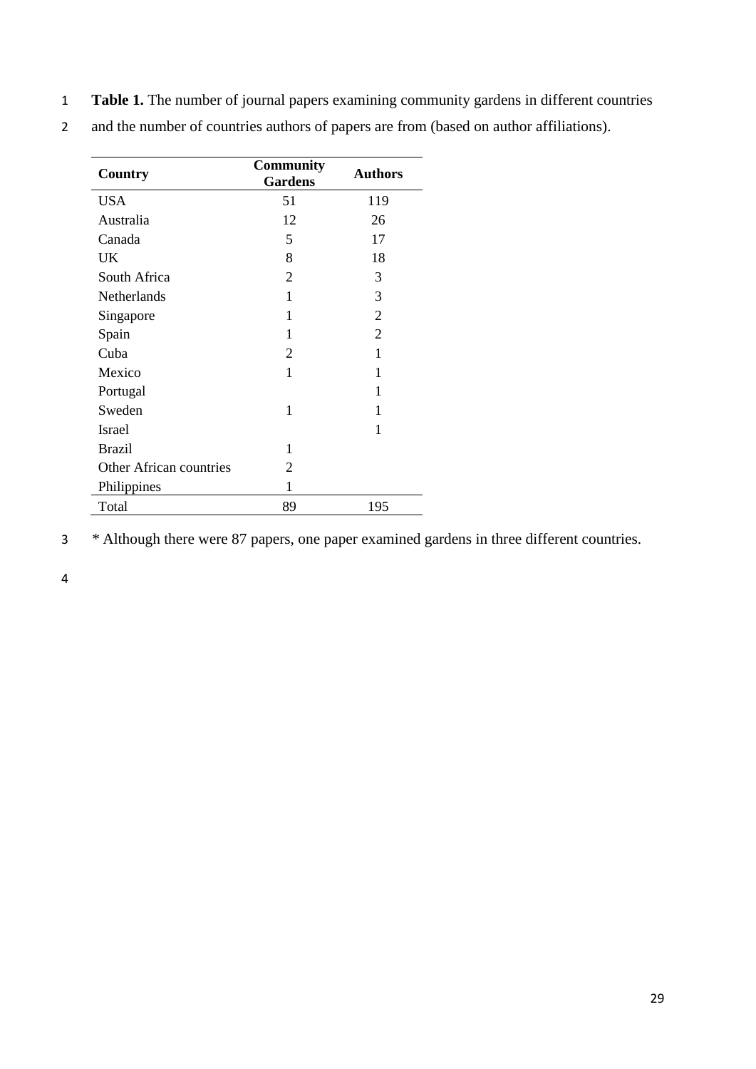**Table 1.** The number of journal papers examining community gardens in different countries and the number of countries authors of papers are from (based on author affiliations).

| Country | Community Gardens | Authors |
|---|---|---|
| USA | 51 | 119 |
| Australia | 12 | 26 |
| Canada | 5 | 17 |
| UK | 8 | 18 |
| South Africa | 2 | 3 |
| Netherlands | 1 | 3 |
| Singapore | 1 | 2 |
| Spain | 1 | 2 |
| Cuba | 2 | 1 |
| Mexico | 1 | 1 |
| Portugal | | 1 |
| Sweden | 1 | 1 |
| Israel | | 1 |
| Brazil | 1 | |
| Other African countries | 2 | |
| Philippines | 1 | |
| Total | 89 | 195 |

* Although there were 87 papers, one paper examined gardens in three different countries.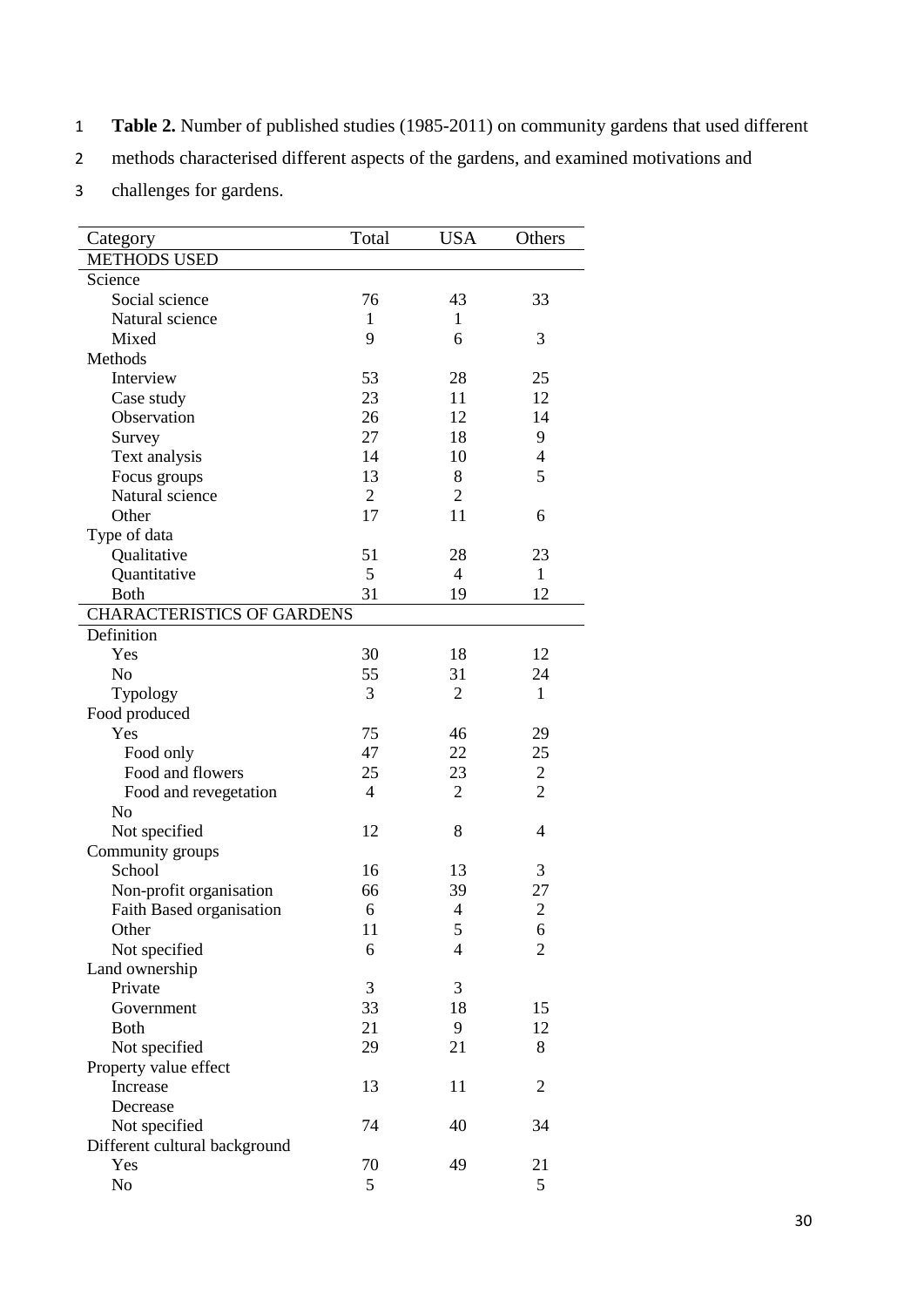**Table 2.** Number of published studies (1985-2011) on community gardens that used different methods characterised different aspects of the gardens, and examined motivations and challenges for gardens.

| Category | Total | USA | Others |
|---|---|---|---|
| METHODS USED | | | |
| Science | | | |
| Social science | 76 | 43 | 33 |
| Natural science | 1 | 1 | |
| Mixed | 9 | 6 | 3 |
| Methods | | | |
| Interview | 53 | 28 | 25 |
| Case study | 23 | 11 | 12 |
| Observation | 26 | 12 | 14 |
| Survey | 27 | 18 | 9 |
| Text analysis | 14 | 10 | 4 |
| Focus groups | 13 | 8 | 5 |
| Natural science | 2 | 2 | |
| Other | 17 | 11 | 6 |
| Type of data | | | |
| Qualitative | 51 | 28 | 23 |
| Quantitative | 5 | 4 | 1 |
| Both | 31 | 19 | 12 |
| CHARACTERISTICS OF GARDENS | | | |
| Definition | | | |
| Yes | 30 | 18 | 12 |
| No | 55 | 31 | 24 |
| Typology | 3 | 2 | 1 |
| Food produced | | | |
| Yes | 75 | 46 | 29 |
| Food only | 47 | 22 | 25 |
| Food and flowers | 25 | 23 | 2 |
| Food and revegetation | 4 | 2 | 2 |
| No | | | |
| Not specified | 12 | 8 | 4 |
| Community groups | | | |
| School | 16 | 13 | 3 |
| Non-profit organisation | 66 | 39 | 27 |
| Faith Based organisation | 6 | 4 | 2 |
| Other | 11 | 5 | 6 |
| Not specified | 6 | 4 | 2 |
| Land ownership | | | |
| Private | 3 | 3 | |
| Government | 33 | 18 | 15 |
| Both | 21 | 9 | 12 |
| Not specified | 29 | 21 | 8 |
| Property value effect | | | |
| Increase | 13 | 11 | 2 |
| Decrease | | | |
| Not specified | 74 | 40 | 34 |
| Different cultural background | | | |
| Yes | 70 | 49 | 21 |
| No | 5 | | 5 |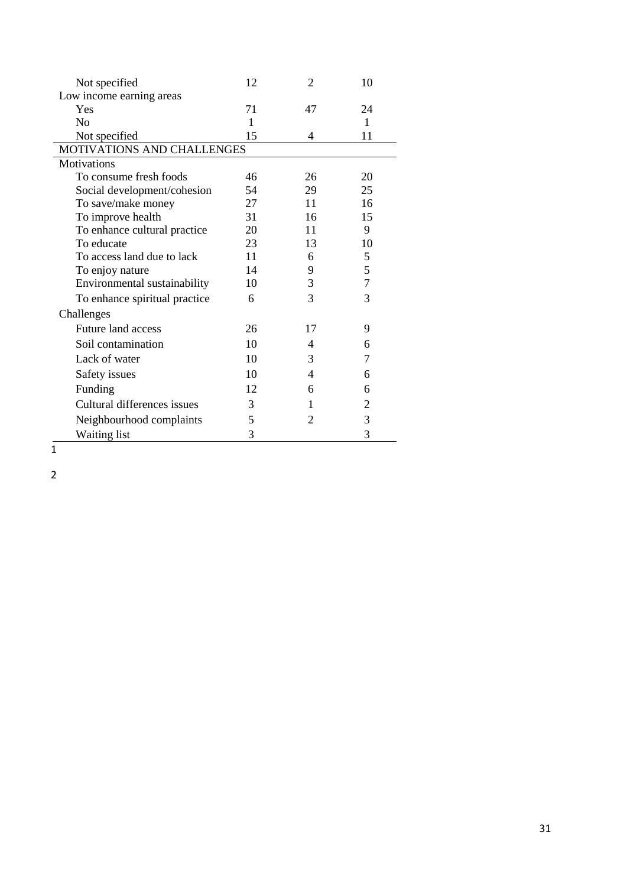| | | | |
|---|---|---|---|
| Not specified | 12 | 2 | 10 |
| Low income earning areas | | | |
| Yes | 71 | 47 | 24 |
| No | 1 | | 1 |
| Not specified | 15 | 4 | 11 |
| MOTIVATIONS AND CHALLENGES | | | |
| Motivations | | | |
| To consume fresh foods | 46 | 26 | 20 |
| Social development/cohesion | 54 | 29 | 25 |
| To save/make money | 27 | 11 | 16 |
| To improve health | 31 | 16 | 15 |
| To enhance cultural practice | 20 | 11 | 9 |
| To educate | 23 | 13 | 10 |
| To access land due to lack | 11 | 6 | 5 |
| To enjoy nature | 14 | 9 | 5 |
| Environmental sustainability | 10 | 3 | 7 |
| To enhance spiritual practice | 6 | 3 | 3 |
| Challenges | | | |
| Future land access | 26 | 17 | 9 |
| Soil contamination | 10 | 4 | 6 |
| Lack of water | 10 | 3 | 7 |
| Safety issues | 10 | 4 | 6 |
| Funding | 12 | 6 | 6 |
| Cultural differences issues | 3 | 1 | 2 |
| Neighbourhood complaints | 5 | 2 | 3 |
| Waiting list | 3 | | 3 |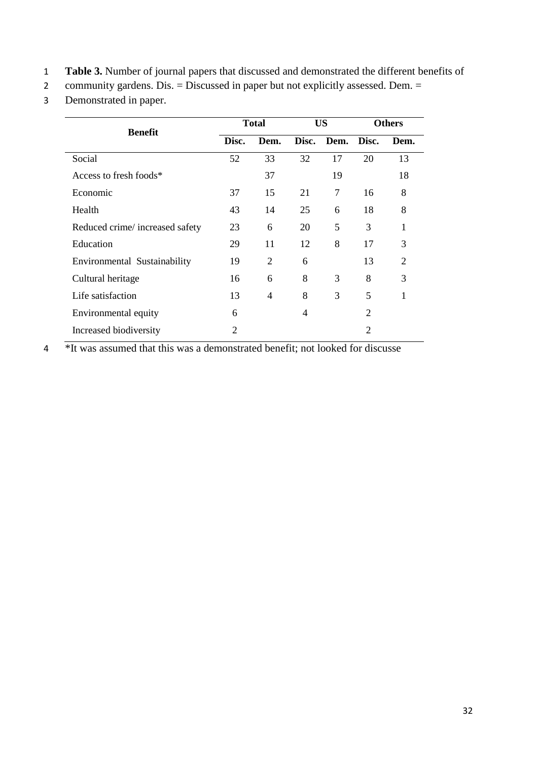**Table 3.** Number of journal papers that discussed and demonstrated the different benefits of community gardens. Dis. = Discussed in paper but not explicitly assessed. Dem. = Demonstrated in paper.

| Benefit | Total | | US | | Others | |
|---|---|---|---|---|---|---|
| | Disc. | Dem. | Disc. | Dem. | Disc. | Dem. |
| Social | 52 | 33 | 32 | 17 | 20 | 13 |
| Access to fresh foods* | | 37 | | 19 | | 18 |
| Economic | 37 | 15 | 21 | 7 | 16 | 8 |
| Health | 43 | 14 | 25 | 6 | 18 | 8 |
| Reduced crime/ increased safety | 23 | 6 | 20 | 5 | 3 | 1 |
| Education | 29 | 11 | 12 | 8 | 17 | 3 |
| Environmental Sustainability | 19 | 2 | 6 | | 13 | 2 |
| Cultural heritage | 16 | 6 | 8 | 3 | 8 | 3 |
| Life satisfaction | 13 | 4 | 8 | 3 | 5 | 1 |
| Environmental equity | 6 | | 4 | | 2 | |
| Increased biodiversity | 2 | | | | 2 | |

*It was assumed that this was a demonstrated benefit; not looked for discusse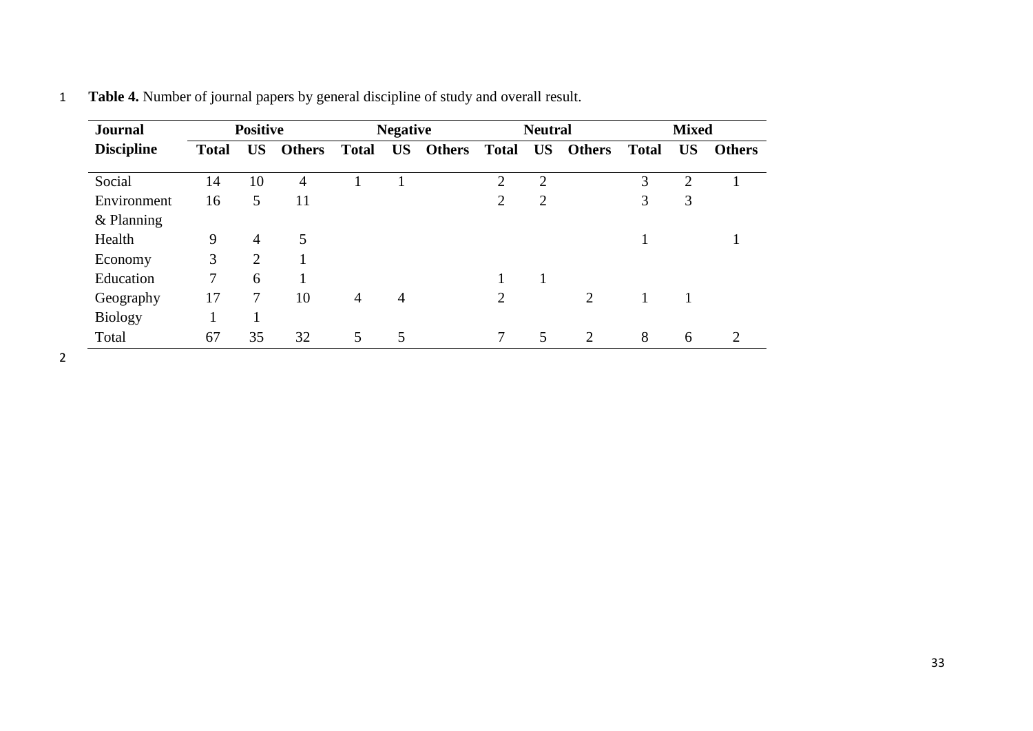**Table 4.** Number of journal papers by general discipline of study and overall result.

| Journal Discipline | Positive | | | Negative | | | Neutral | | | Mixed | | |
|---|---|---|---|---|---|---|---|---|---|---|---|---|
| | Total | US | Others | Total | US | Others | Total | US | Others | Total | US | Others |
| Social | 14 | 10 | 4 | 1 | 1 | | 2 | 2 | | 3 | 2 | 1 |
| Environment & Planning | 16 | 5 | 11 | | | | 2 | 2 | | 3 | 3 | |
| Health | 9 | 4 | 5 | | | | | | | 1 | | 1 |
| Economy | 3 | 2 | 1 | | | | | | | | | |
| Education | 7 | 6 | 1 | | | | 1 | 1 | | | | |
| Geography | 17 | 7 | 10 | 4 | 4 | | 2 | | 2 | 1 | 1 | |
| Biology | 1 | 1 | | | | | | | | | | |
| Total | 67 | 35 | 32 | 5 | 5 | | 7 | 5 | 2 | 8 | 6 | 2 |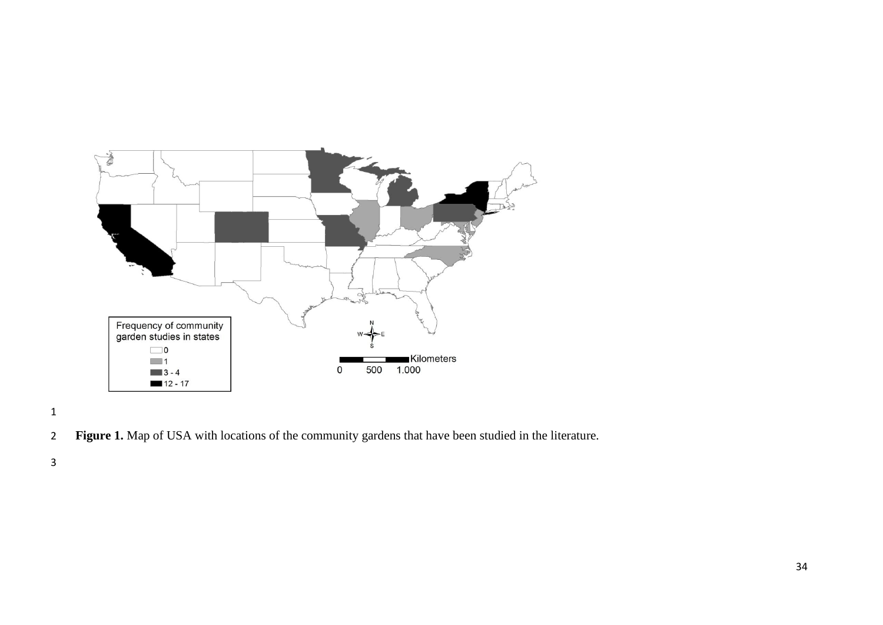**Figure 1.** Map of USA with locations of the community gardens that have been studied in the literature.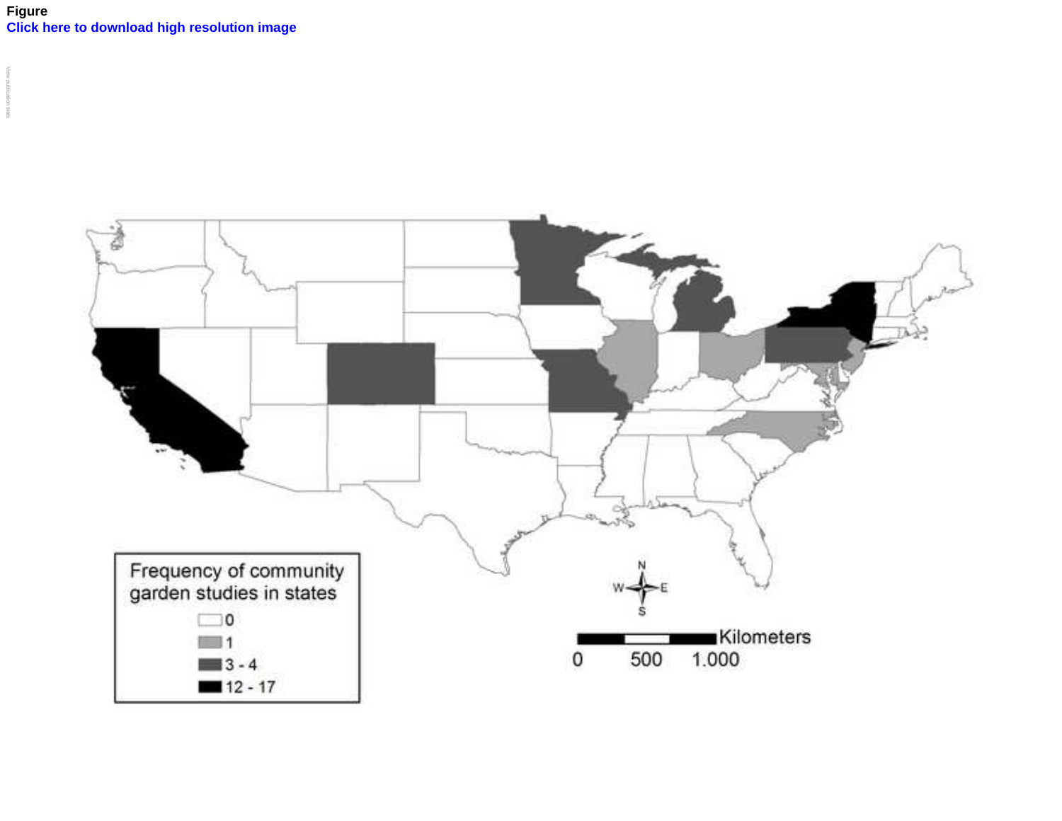**Figure**

**Click here to download high resolution image**

Frequency of community garden studies in states

0

1

3 - 4

12 - 17

N

W

E

S

Kilometers

0 500 1.000